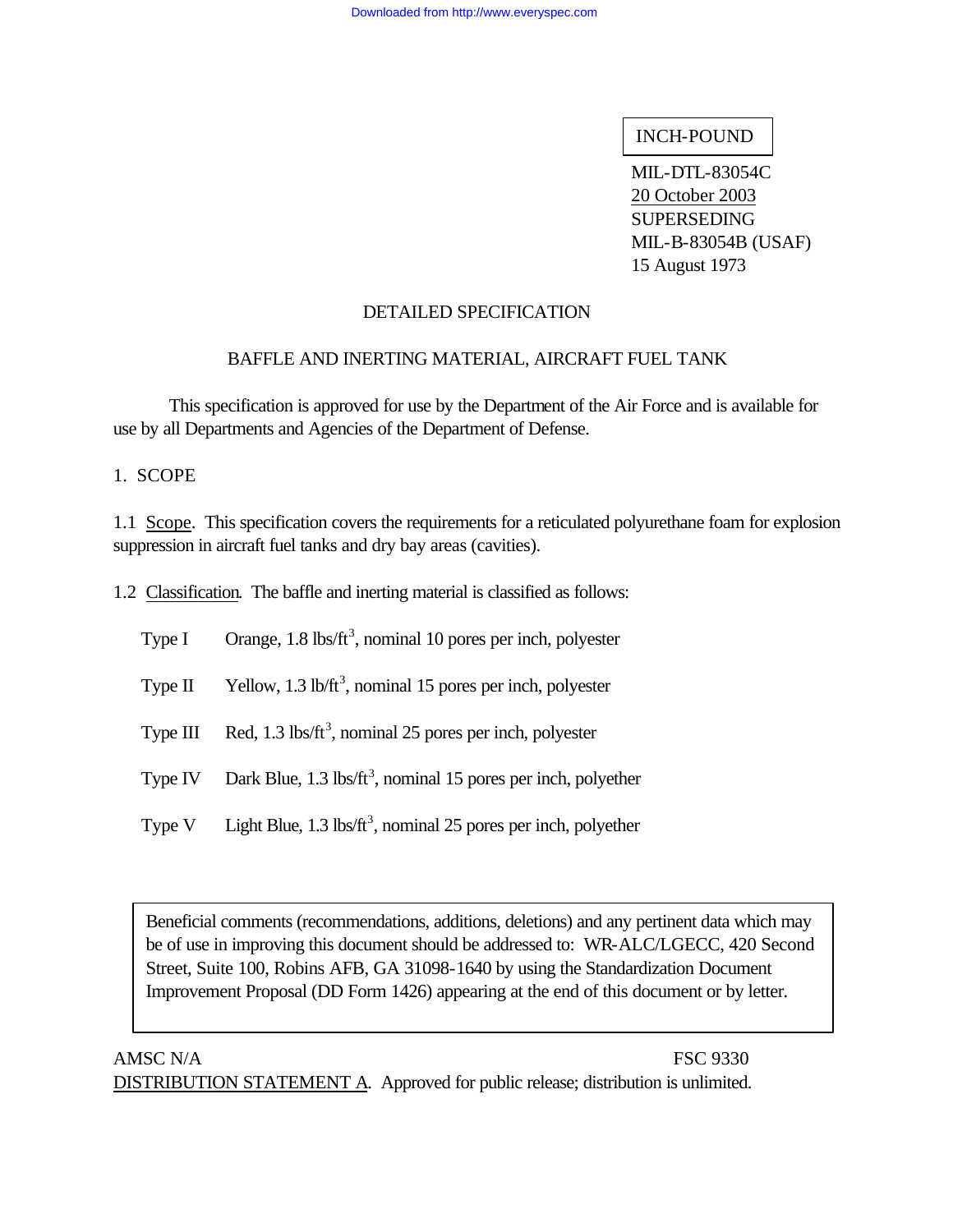INCH-POUND

MIL-DTL-83054C
20 October 2003
SUPERSEDING
MIL-B-83054B (USAF)
15 August 1973

# DETAILED SPECIFICATION

## BAFFLE AND INERTING MATERIAL, AIRCRAFT FUEL TANK

This specification is approved for use by the Department of the Air Force and is available for use by all Departments and Agencies of the Department of Defense.

## 1. SCOPE

1.1 Scope. This specification covers the requirements for a reticulated polyurethane foam for explosion suppression in aircraft fuel tanks and dry bay areas (cavities).

1.2 Classification. The baffle and inerting material is classified as follows:

- Type I — Orange, 1.8 lbs/ft$^3$, nominal 10 pores per inch, polyester
- Type II — Yellow, 1.3 lb/ft$^3$, nominal 15 pores per inch, polyester
- Type III — Red, 1.3 lbs/ft$^3$, nominal 25 pores per inch, polyester
- Type IV — Dark Blue, 1.3 lbs/ft$^3$, nominal 15 pores per inch, polyether
- Type V — Light Blue, 1.3 lbs/ft$^3$, nominal 25 pores per inch, polyether

> Beneficial comments (recommendations, additions, deletions) and any pertinent data which may be of use in improving this document should be addressed to: WR-ALC/LGECC, 420 Second Street, Suite 100, Robins AFB, GA 31098-1640 by using the Standardization Document Improvement Proposal (DD Form 1426) appearing at the end of this document or by letter.

AMSC N/A FSC 9330

DISTRIBUTION STATEMENT A. Approved for public release; distribution is unlimited.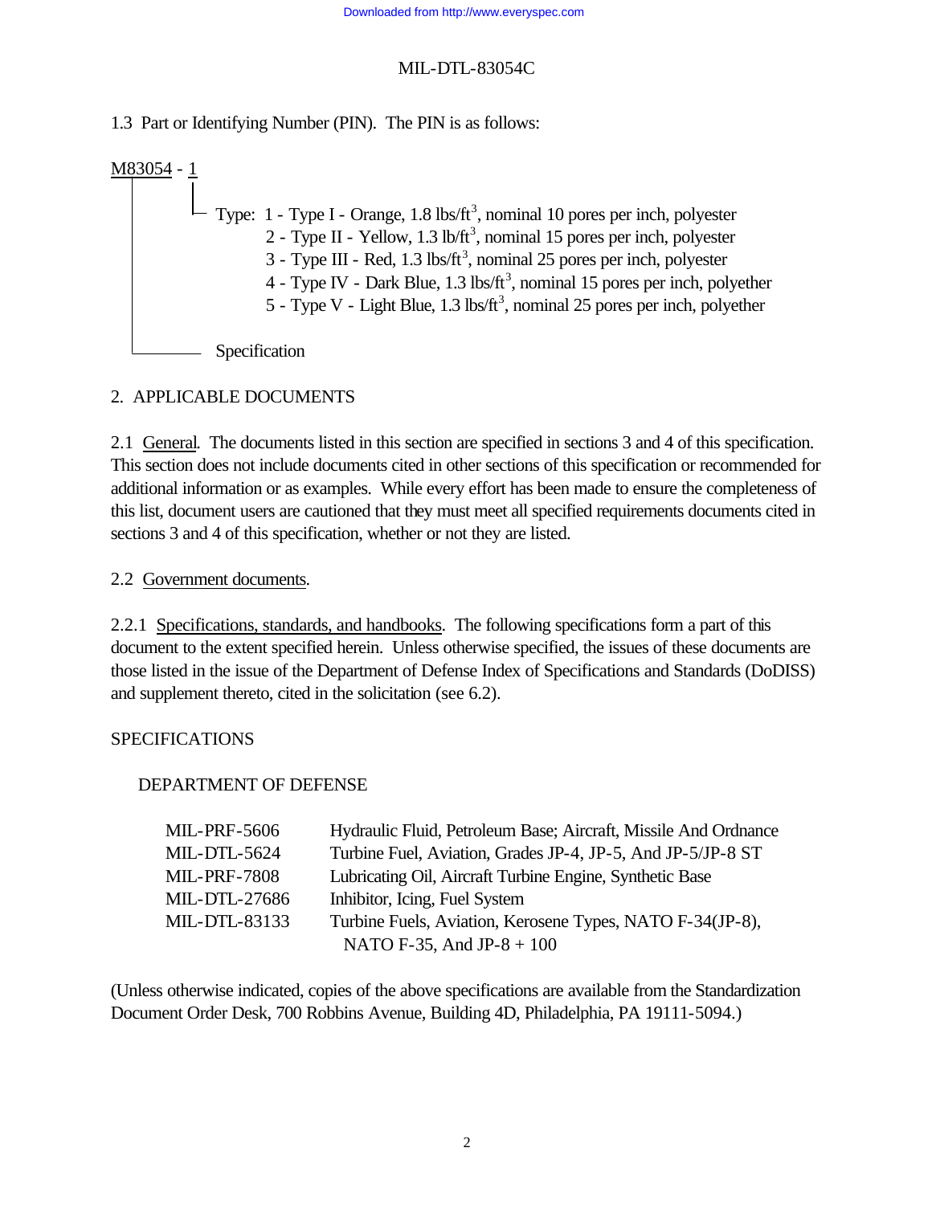1.3 Part or Identifying Number (PIN). The PIN is as follows:

```
M83054 - 1
   |     |
   |     └─ Type: 1 - Type I - Orange, 1.8 lbs/ft³, nominal 10 pores per inch, polyester
   |              2 - Type II - Yellow, 1.3 lb/ft³, nominal 15 pores per inch, polyester
   |              3 - Type III - Red, 1.3 lbs/ft³, nominal 25 pores per inch, polyester
   |              4 - Type IV - Dark Blue, 1.3 lbs/ft³, nominal 15 pores per inch, polyether
   |              5 - Type V - Light Blue, 1.3 lbs/ft³, nominal 25 pores per inch, polyether
   |
   └─────── Specification
```

## 2. APPLICABLE DOCUMENTS

2.1 General. The documents listed in this section are specified in sections 3 and 4 of this specification. This section does not include documents cited in other sections of this specification or recommended for additional information or as examples. While every effort has been made to ensure the completeness of this list, document users are cautioned that they must meet all specified requirements documents cited in sections 3 and 4 of this specification, whether or not they are listed.

2.2 Government documents.

2.2.1 Specifications, standards, and handbooks. The following specifications form a part of this document to the extent specified herein. Unless otherwise specified, the issues of these documents are those listed in the issue of the Department of Defense Index of Specifications and Standards (DoDISS) and supplement thereto, cited in the solicitation (see 6.2).

SPECIFICATIONS

DEPARTMENT OF DEFENSE

| | |
|---|---|
| MIL-PRF-5606 | Hydraulic Fluid, Petroleum Base; Aircraft, Missile And Ordnance |
| MIL-DTL-5624 | Turbine Fuel, Aviation, Grades JP-4, JP-5, And JP-5/JP-8 ST |
| MIL-PRF-7808 | Lubricating Oil, Aircraft Turbine Engine, Synthetic Base |
| MIL-DTL-27686 | Inhibitor, Icing, Fuel System |
| MIL-DTL-83133 | Turbine Fuels, Aviation, Kerosene Types, NATO F-34(JP-8), NATO F-35, And JP-8 + 100 |

(Unless otherwise indicated, copies of the above specifications are available from the Standardization Document Order Desk, 700 Robbins Avenue, Building 4D, Philadelphia, PA 19111-5094.)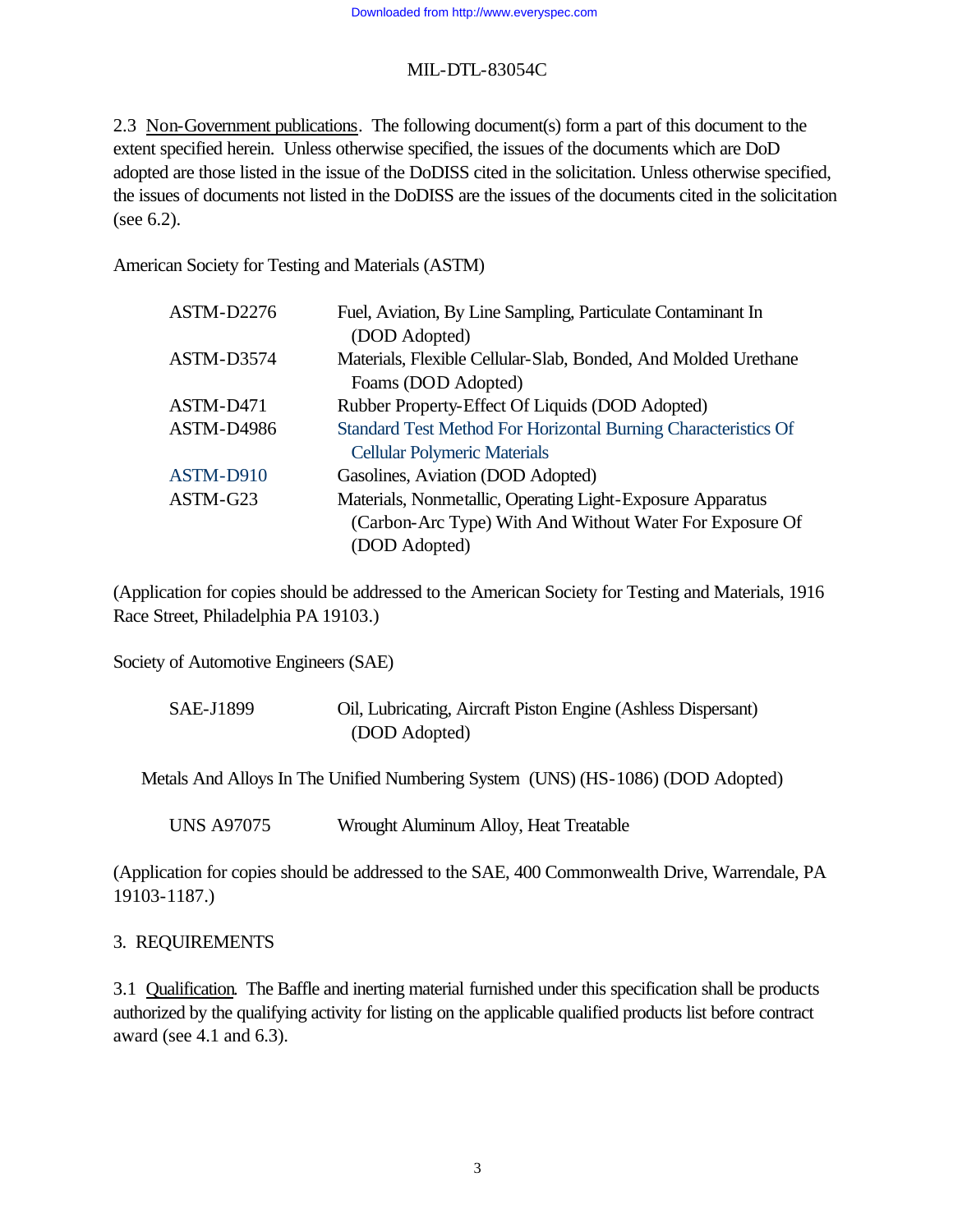2.3 Non-Government publications. The following document(s) form a part of this document to the extent specified herein. Unless otherwise specified, the issues of the documents which are DoD adopted are those listed in the issue of the DoDISS cited in the solicitation. Unless otherwise specified, the issues of documents not listed in the DoDISS are the issues of the documents cited in the solicitation (see 6.2).

American Society for Testing and Materials (ASTM)

| | |
|---|---|
| ASTM-D2276 | Fuel, Aviation, By Line Sampling, Particulate Contaminant In (DOD Adopted) |
| ASTM-D3574 | Materials, Flexible Cellular-Slab, Bonded, And Molded Urethane Foams (DOD Adopted) |
| ASTM-D471 | Rubber Property-Effect Of Liquids (DOD Adopted) |
| ASTM-D4986 | Standard Test Method For Horizontal Burning Characteristics Of Cellular Polymeric Materials |
| ASTM-D910 | Gasolines, Aviation (DOD Adopted) |
| ASTM-G23 | Materials, Nonmetallic, Operating Light-Exposure Apparatus (Carbon-Arc Type) With And Without Water For Exposure Of (DOD Adopted) |

(Application for copies should be addressed to the American Society for Testing and Materials, 1916 Race Street, Philadelphia PA 19103.)

Society of Automotive Engineers (SAE)

| | |
|---|---|
| SAE-J1899 | Oil, Lubricating, Aircraft Piston Engine (Ashless Dispersant) (DOD Adopted) |

Metals And Alloys In The Unified Numbering System (UNS) (HS-1086) (DOD Adopted)

| | |
|---|---|
| UNS A97075 | Wrought Aluminum Alloy, Heat Treatable |

(Application for copies should be addressed to the SAE, 400 Commonwealth Drive, Warrendale, PA 19103-1187.)

## 3. REQUIREMENTS

3.1 Qualification. The Baffle and inerting material furnished under this specification shall be products authorized by the qualifying activity for listing on the applicable qualified products list before contract award (see 4.1 and 6.3).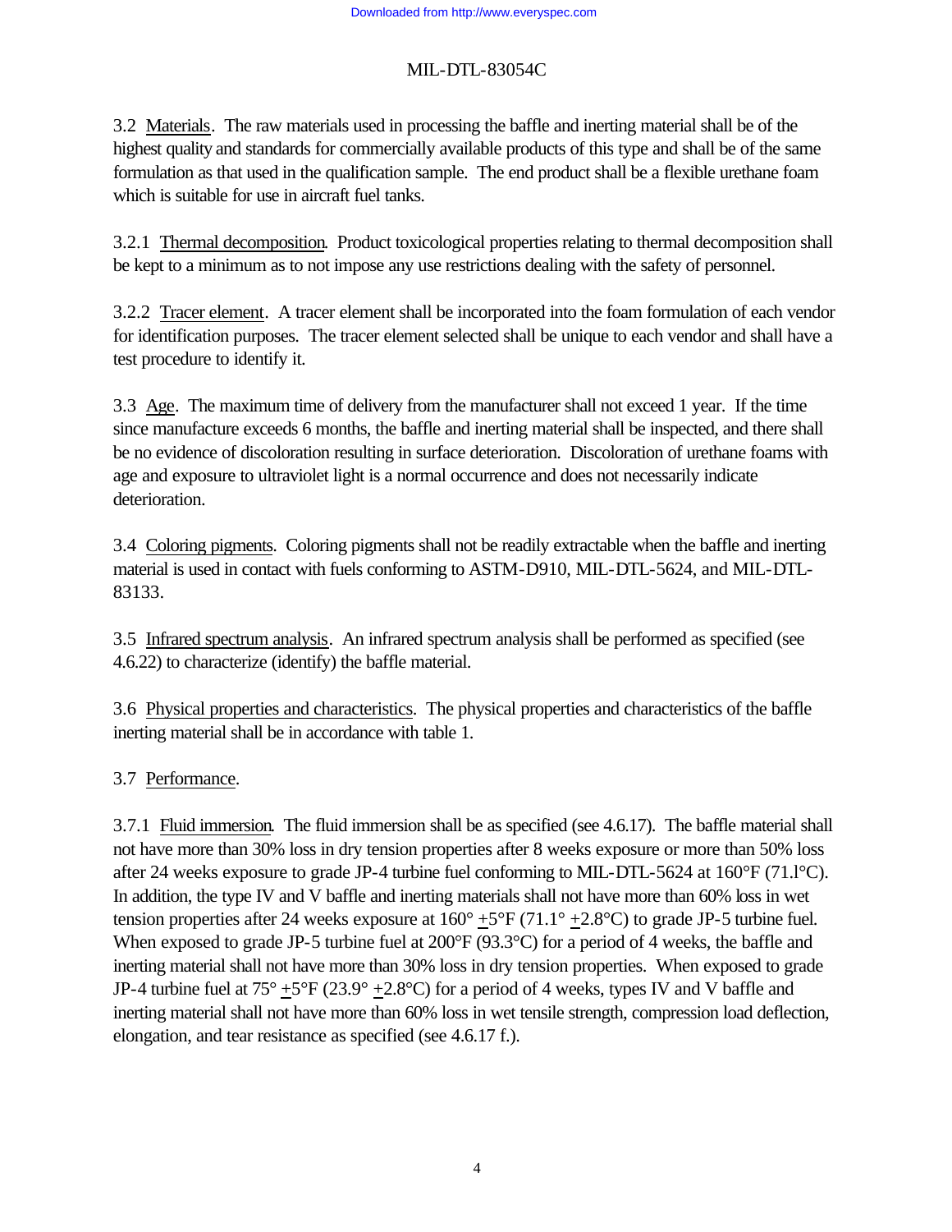3.2 Materials. The raw materials used in processing the baffle and inerting material shall be of the highest quality and standards for commercially available products of this type and shall be of the same formulation as that used in the qualification sample. The end product shall be a flexible urethane foam which is suitable for use in aircraft fuel tanks.

3.2.1 Thermal decomposition. Product toxicological properties relating to thermal decomposition shall be kept to a minimum as to not impose any use restrictions dealing with the safety of personnel.

3.2.2 Tracer element. A tracer element shall be incorporated into the foam formulation of each vendor for identification purposes. The tracer element selected shall be unique to each vendor and shall have a test procedure to identify it.

3.3 Age. The maximum time of delivery from the manufacturer shall not exceed 1 year. If the time since manufacture exceeds 6 months, the baffle and inerting material shall be inspected, and there shall be no evidence of discoloration resulting in surface deterioration. Discoloration of urethane foams with age and exposure to ultraviolet light is a normal occurrence and does not necessarily indicate deterioration.

3.4 Coloring pigments. Coloring pigments shall not be readily extractable when the baffle and inerting material is used in contact with fuels conforming to ASTM-D910, MIL-DTL-5624, and MIL-DTL-83133.

3.5 Infrared spectrum analysis. An infrared spectrum analysis shall be performed as specified (see 4.6.22) to characterize (identify) the baffle material.

3.6 Physical properties and characteristics. The physical properties and characteristics of the baffle inerting material shall be in accordance with table 1.

3.7 Performance.

3.7.1 Fluid immersion. The fluid immersion shall be as specified (see 4.6.17). The baffle material shall not have more than 30% loss in dry tension properties after 8 weeks exposure or more than 50% loss after 24 weeks exposure to grade JP-4 turbine fuel conforming to MIL-DTL-5624 at 160°F (71.1°C). In addition, the type IV and V baffle and inerting materials shall not have more than 60% loss in wet tension properties after 24 weeks exposure at 160° ±5°F (71.1° ±2.8°C) to grade JP-5 turbine fuel. When exposed to grade JP-5 turbine fuel at 200°F (93.3°C) for a period of 4 weeks, the baffle and inerting material shall not have more than 30% loss in dry tension properties. When exposed to grade JP-4 turbine fuel at 75° ±5°F (23.9° ±2.8°C) for a period of 4 weeks, types IV and V baffle and inerting material shall not have more than 60% loss in wet tensile strength, compression load deflection, elongation, and tear resistance as specified (see 4.6.17 f.).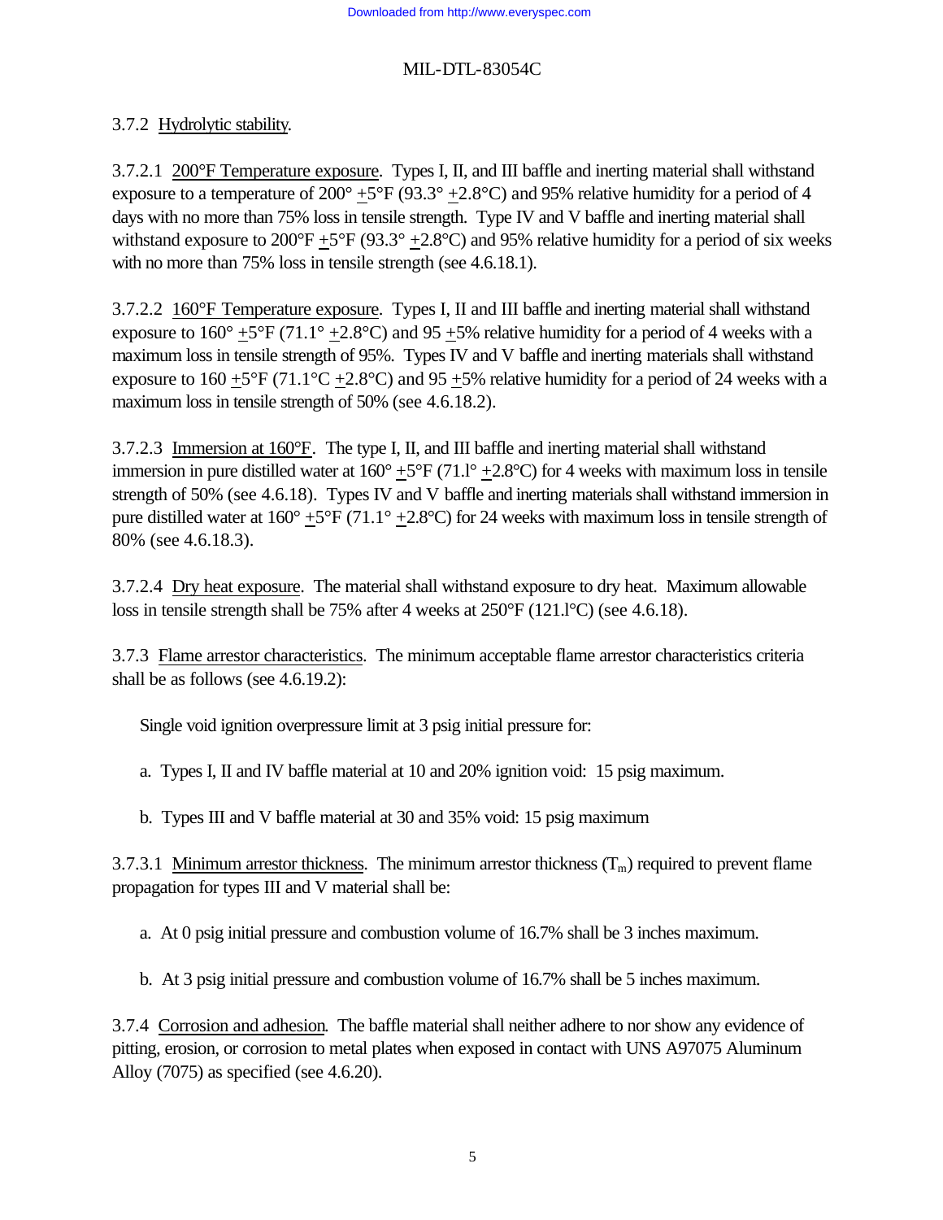3.7.2 Hydrolytic stability.

3.7.2.1 200°F Temperature exposure. Types I, II, and III baffle and inerting material shall withstand exposure to a temperature of 200° ±5°F (93.3° ±2.8°C) and 95% relative humidity for a period of 4 days with no more than 75% loss in tensile strength. Type IV and V baffle and inerting material shall withstand exposure to 200°F ±5°F (93.3° ±2.8°C) and 95% relative humidity for a period of six weeks with no more than 75% loss in tensile strength (see 4.6.18.1).

3.7.2.2 160°F Temperature exposure. Types I, II and III baffle and inerting material shall withstand exposure to 160° ±5°F (71.1° ±2.8°C) and 95 ±5% relative humidity for a period of 4 weeks with a maximum loss in tensile strength of 95%. Types IV and V baffle and inerting materials shall withstand exposure to 160 ±5°F (71.1°C ±2.8°C) and 95 ±5% relative humidity for a period of 24 weeks with a maximum loss in tensile strength of 50% (see 4.6.18.2).

3.7.2.3 Immersion at 160°F. The type I, II, and III baffle and inerting material shall withstand immersion in pure distilled water at 160° ±5°F (71.1° ±2.8°C) for 4 weeks with maximum loss in tensile strength of 50% (see 4.6.18). Types IV and V baffle and inerting materials shall withstand immersion in pure distilled water at 160° ±5°F (71.1° ±2.8°C) for 24 weeks with maximum loss in tensile strength of 80% (see 4.6.18.3).

3.7.2.4 Dry heat exposure. The material shall withstand exposure to dry heat. Maximum allowable loss in tensile strength shall be 75% after 4 weeks at 250°F (121.1°C) (see 4.6.18).

3.7.3 Flame arrestor characteristics. The minimum acceptable flame arrestor characteristics criteria shall be as follows (see 4.6.19.2):

Single void ignition overpressure limit at 3 psig initial pressure for:

a. Types I, II and IV baffle material at 10 and 20% ignition void: 15 psig maximum.

b. Types III and V baffle material at 30 and 35% void: 15 psig maximum

3.7.3.1 Minimum arrestor thickness. The minimum arrestor thickness ($T_m$) required to prevent flame propagation for types III and V material shall be:

a. At 0 psig initial pressure and combustion volume of 16.7% shall be 3 inches maximum.

b. At 3 psig initial pressure and combustion volume of 16.7% shall be 5 inches maximum.

3.7.4 Corrosion and adhesion. The baffle material shall neither adhere to nor show any evidence of pitting, erosion, or corrosion to metal plates when exposed in contact with UNS A97075 Aluminum Alloy (7075) as specified (see 4.6.20).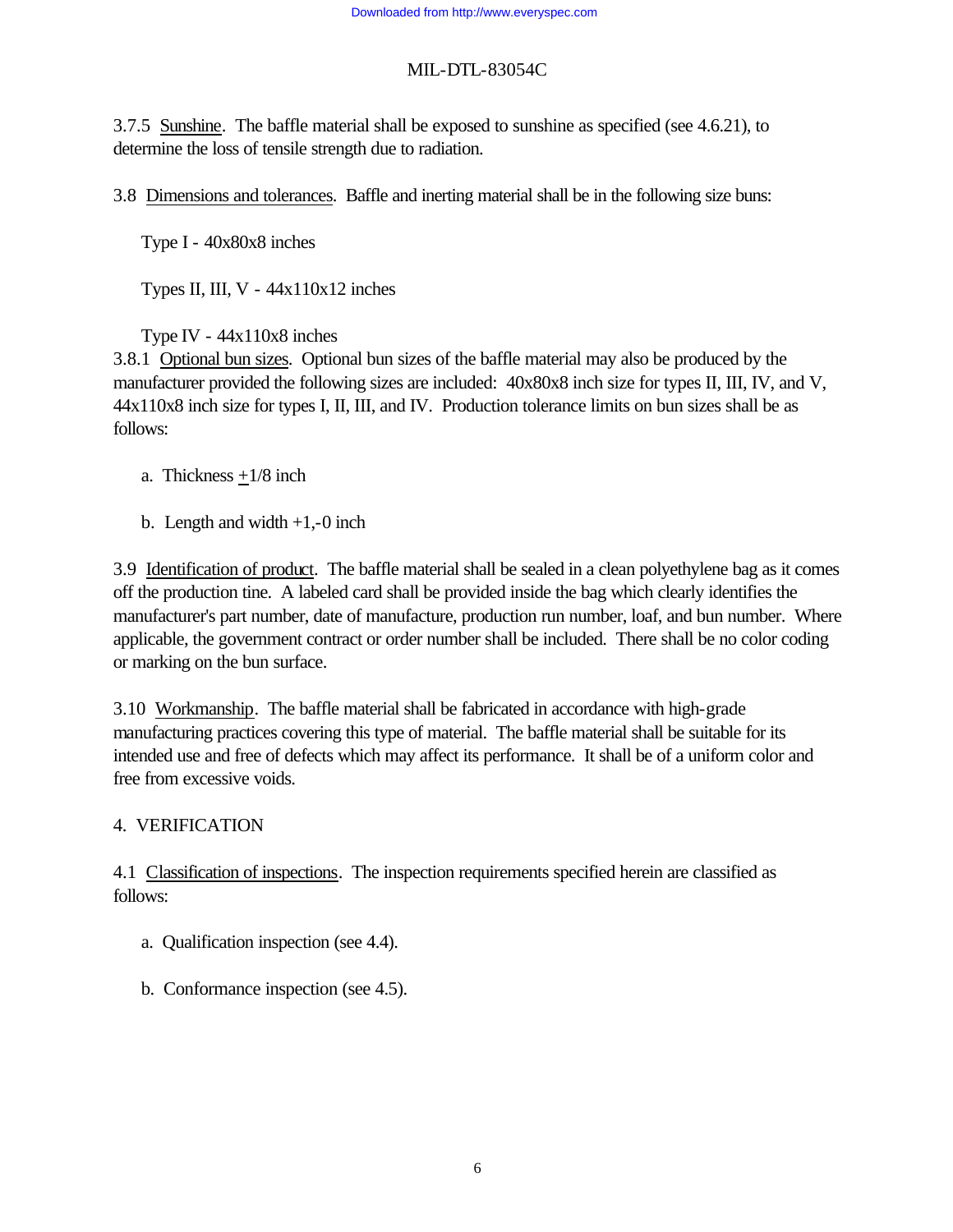3.7.5 Sunshine. The baffle material shall be exposed to sunshine as specified (see 4.6.21), to determine the loss of tensile strength due to radiation.

3.8 Dimensions and tolerances. Baffle and inerting material shall be in the following size buns:

Type I - 40x80x8 inches

Types II, III, V - 44x110x12 inches

Type IV - 44x110x8 inches

3.8.1 Optional bun sizes. Optional bun sizes of the baffle material may also be produced by the manufacturer provided the following sizes are included: 40x80x8 inch size for types II, III, IV, and V, 44x110x8 inch size for types I, II, III, and IV. Production tolerance limits on bun sizes shall be as follows:

a. Thickness ±1/8 inch

b. Length and width +1,-0 inch

3.9 Identification of product. The baffle material shall be sealed in a clean polyethylene bag as it comes off the production tine. A labeled card shall be provided inside the bag which clearly identifies the manufacturer's part number, date of manufacture, production run number, loaf, and bun number. Where applicable, the government contract or order number shall be included. There shall be no color coding or marking on the bun surface.

3.10 Workmanship. The baffle material shall be fabricated in accordance with high-grade manufacturing practices covering this type of material. The baffle material shall be suitable for its intended use and free of defects which may affect its performance. It shall be of a uniform color and free from excessive voids.

# 4. VERIFICATION

4.1 Classification of inspections. The inspection requirements specified herein are classified as follows:

a. Qualification inspection (see 4.4).

b. Conformance inspection (see 4.5).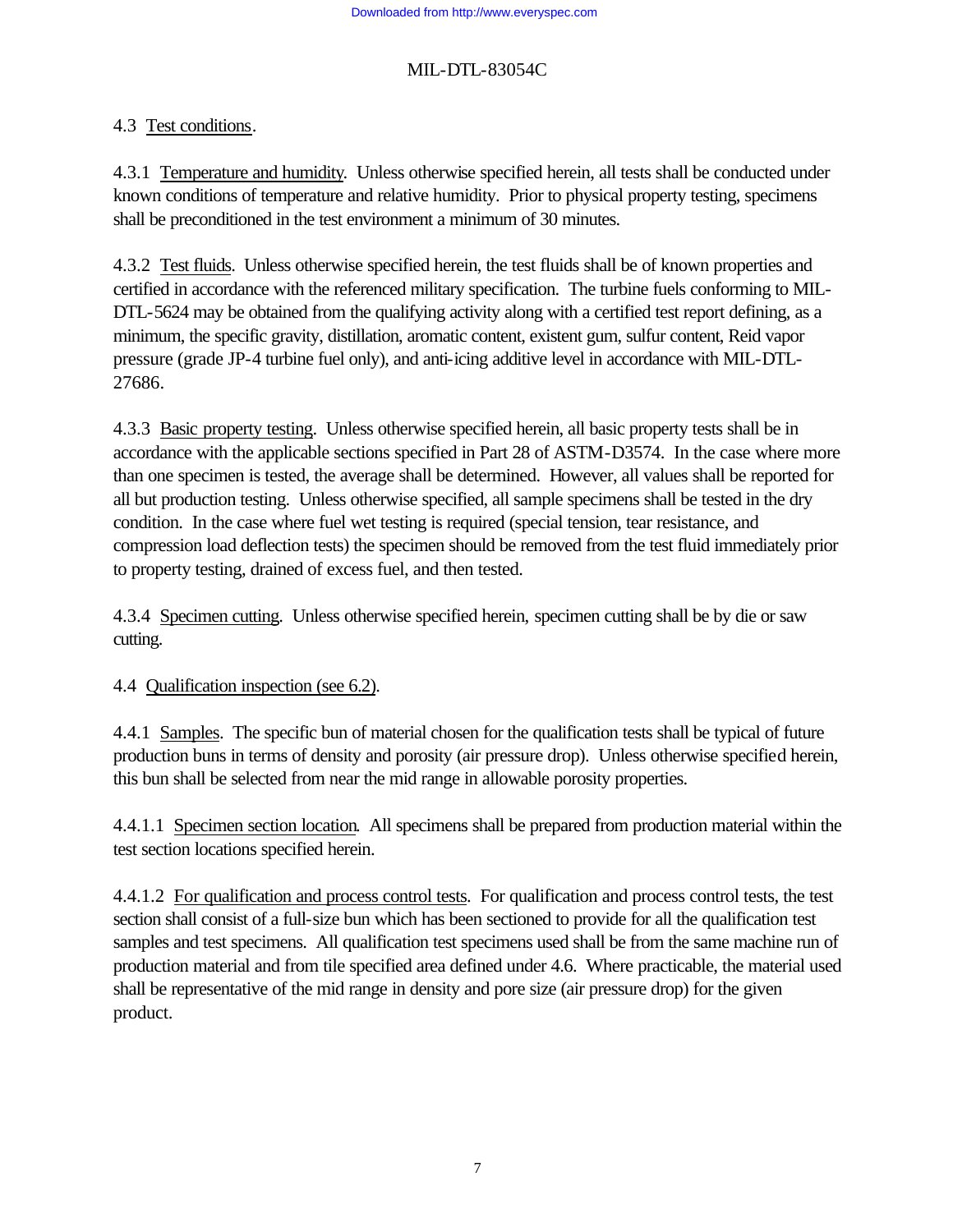4.3 Test conditions.

4.3.1 Temperature and humidity. Unless otherwise specified herein, all tests shall be conducted under known conditions of temperature and relative humidity. Prior to physical property testing, specimens shall be preconditioned in the test environment a minimum of 30 minutes.

4.3.2 Test fluids. Unless otherwise specified herein, the test fluids shall be of known properties and certified in accordance with the referenced military specification. The turbine fuels conforming to MIL-DTL-5624 may be obtained from the qualifying activity along with a certified test report defining, as a minimum, the specific gravity, distillation, aromatic content, existent gum, sulfur content, Reid vapor pressure (grade JP-4 turbine fuel only), and anti-icing additive level in accordance with MIL-DTL-27686.

4.3.3 Basic property testing. Unless otherwise specified herein, all basic property tests shall be in accordance with the applicable sections specified in Part 28 of ASTM-D3574. In the case where more than one specimen is tested, the average shall be determined. However, all values shall be reported for all but production testing. Unless otherwise specified, all sample specimens shall be tested in the dry condition. In the case where fuel wet testing is required (special tension, tear resistance, and compression load deflection tests) the specimen should be removed from the test fluid immediately prior to property testing, drained of excess fuel, and then tested.

4.3.4 Specimen cutting. Unless otherwise specified herein, specimen cutting shall be by die or saw cutting.

4.4 Qualification inspection (see 6.2).

4.4.1 Samples. The specific bun of material chosen for the qualification tests shall be typical of future production buns in terms of density and porosity (air pressure drop). Unless otherwise specified herein, this bun shall be selected from near the mid range in allowable porosity properties.

4.4.1.1 Specimen section location. All specimens shall be prepared from production material within the test section locations specified herein.

4.4.1.2 For qualification and process control tests. For qualification and process control tests, the test section shall consist of a full-size bun which has been sectioned to provide for all the qualification test samples and test specimens. All qualification test specimens used shall be from the same machine run of production material and from tile specified area defined under 4.6. Where practicable, the material used shall be representative of the mid range in density and pore size (air pressure drop) for the given product.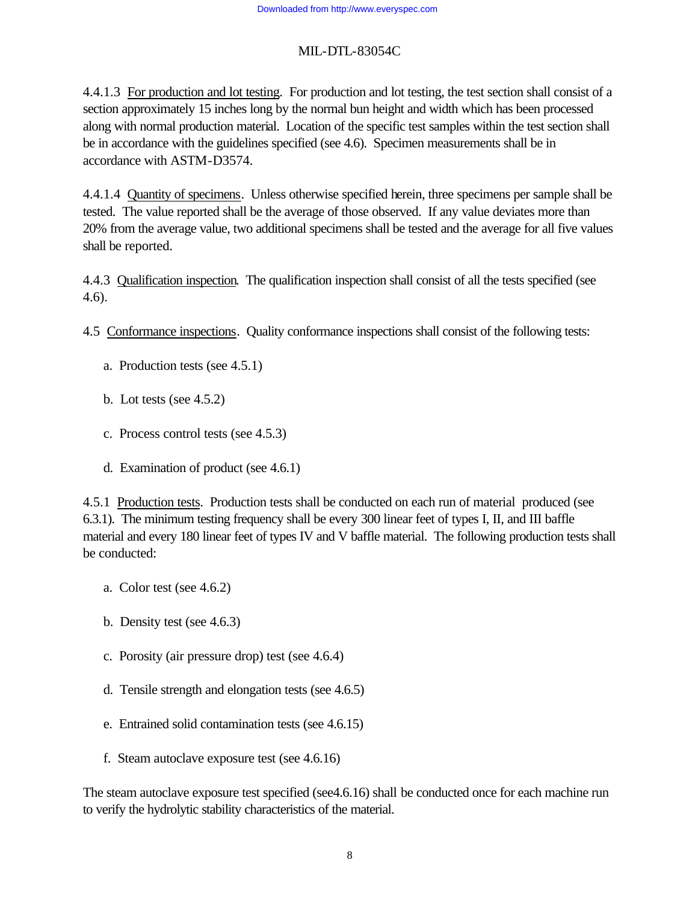4.4.1.3 For production and lot testing. For production and lot testing, the test section shall consist of a section approximately 15 inches long by the normal bun height and width which has been processed along with normal production material. Location of the specific test samples within the test section shall be in accordance with the guidelines specified (see 4.6). Specimen measurements shall be in accordance with ASTM-D3574.

4.4.1.4 Quantity of specimens. Unless otherwise specified herein, three specimens per sample shall be tested. The value reported shall be the average of those observed. If any value deviates more than 20% from the average value, two additional specimens shall be tested and the average for all five values shall be reported.

4.4.3 Qualification inspection. The qualification inspection shall consist of all the tests specified (see 4.6).

4.5 Conformance inspections. Quality conformance inspections shall consist of the following tests:

a. Production tests (see 4.5.1)

b. Lot tests (see 4.5.2)

c. Process control tests (see 4.5.3)

d. Examination of product (see 4.6.1)

4.5.1 Production tests. Production tests shall be conducted on each run of material produced (see 6.3.1). The minimum testing frequency shall be every 300 linear feet of types I, II, and III baffle material and every 180 linear feet of types IV and V baffle material. The following production tests shall be conducted:

a. Color test (see 4.6.2)

b. Density test (see 4.6.3)

c. Porosity (air pressure drop) test (see 4.6.4)

d. Tensile strength and elongation tests (see 4.6.5)

e. Entrained solid contamination tests (see 4.6.15)

f. Steam autoclave exposure test (see 4.6.16)

The steam autoclave exposure test specified (see4.6.16) shall be conducted once for each machine run to verify the hydrolytic stability characteristics of the material.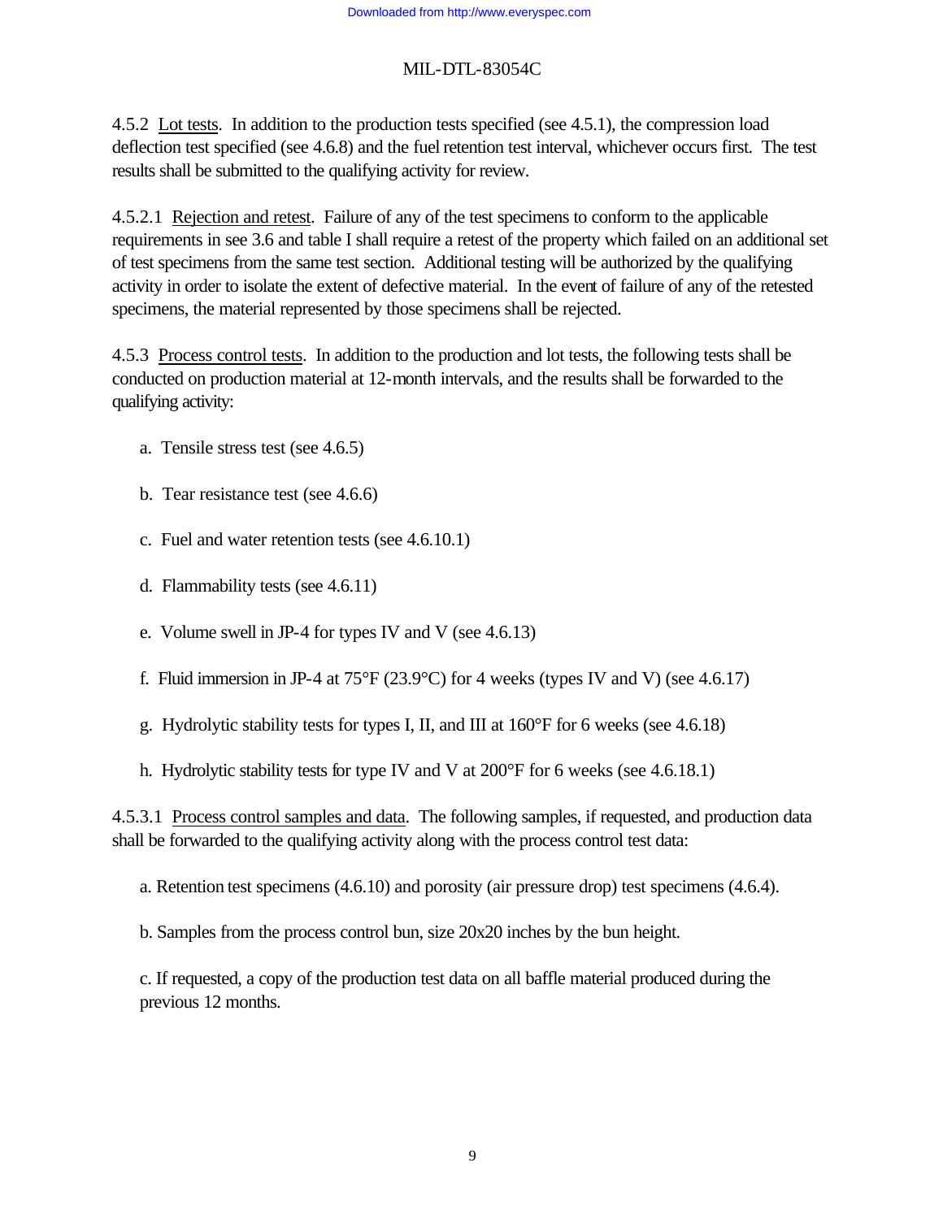4.5.2 Lot tests. In addition to the production tests specified (see 4.5.1), the compression load deflection test specified (see 4.6.8) and the fuel retention test interval, whichever occurs first. The test results shall be submitted to the qualifying activity for review.

4.5.2.1 Rejection and retest. Failure of any of the test specimens to conform to the applicable requirements in see 3.6 and table I shall require a retest of the property which failed on an additional set of test specimens from the same test section. Additional testing will be authorized by the qualifying activity in order to isolate the extent of defective material. In the event of failure of any of the retested specimens, the material represented by those specimens shall be rejected.

4.5.3 Process control tests. In addition to the production and lot tests, the following tests shall be conducted on production material at 12-month intervals, and the results shall be forwarded to the qualifying activity:

a. Tensile stress test (see 4.6.5)

b. Tear resistance test (see 4.6.6)

c. Fuel and water retention tests (see 4.6.10.1)

d. Flammability tests (see 4.6.11)

e. Volume swell in JP-4 for types IV and V (see 4.6.13)

f. Fluid immersion in JP-4 at 75°F (23.9°C) for 4 weeks (types IV and V) (see 4.6.17)

g. Hydrolytic stability tests for types I, II, and III at 160°F for 6 weeks (see 4.6.18)

h. Hydrolytic stability tests for type IV and V at 200°F for 6 weeks (see 4.6.18.1)

4.5.3.1 Process control samples and data. The following samples, if requested, and production data shall be forwarded to the qualifying activity along with the process control test data:

a. Retention test specimens (4.6.10) and porosity (air pressure drop) test specimens (4.6.4).

b. Samples from the process control bun, size 20x20 inches by the bun height.

c. If requested, a copy of the production test data on all baffle material produced during the previous 12 months.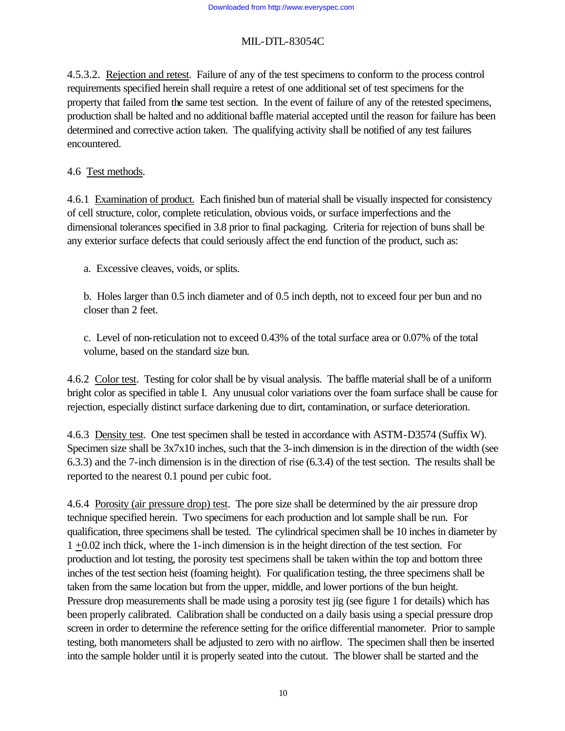4.5.3.2. Rejection and retest. Failure of any of the test specimens to conform to the process control requirements specified herein shall require a retest of one additional set of test specimens for the property that failed from the same test section. In the event of failure of any of the retested specimens, production shall be halted and no additional baffle material accepted until the reason for failure has been determined and corrective action taken. The qualifying activity shall be notified of any test failures encountered.

4.6 Test methods.

4.6.1 Examination of product. Each finished bun of material shall be visually inspected for consistency of cell structure, color, complete reticulation, obvious voids, or surface imperfections and the dimensional tolerances specified in 3.8 prior to final packaging. Criteria for rejection of buns shall be any exterior surface defects that could seriously affect the end function of the product, such as:

a. Excessive cleaves, voids, or splits.

b. Holes larger than 0.5 inch diameter and of 0.5 inch depth, not to exceed four per bun and no closer than 2 feet.

c. Level of non-reticulation not to exceed 0.43% of the total surface area or 0.07% of the total volume, based on the standard size bun.

4.6.2 Color test. Testing for color shall be by visual analysis. The baffle material shall be of a uniform bright color as specified in table I. Any unusual color variations over the foam surface shall be cause for rejection, especially distinct surface darkening due to dirt, contamination, or surface deterioration.

4.6.3 Density test. One test specimen shall be tested in accordance with ASTM-D3574 (Suffix W). Specimen size shall be 3x7x10 inches, such that the 3-inch dimension is in the direction of the width (see 6.3.3) and the 7-inch dimension is in the direction of rise (6.3.4) of the test section. The results shall be reported to the nearest 0.1 pound per cubic foot.

4.6.4 Porosity (air pressure drop) test. The pore size shall be determined by the air pressure drop technique specified herein. Two specimens for each production and lot sample shall be run. For qualification, three specimens shall be tested. The cylindrical specimen shall be 10 inches in diameter by 1 ±0.02 inch thick, where the 1-inch dimension is in the height direction of the test section. For production and lot testing, the porosity test specimens shall be taken within the top and bottom three inches of the test section heist (foaming height). For qualification testing, the three specimens shall be taken from the same location but from the upper, middle, and lower portions of the bun height. Pressure drop measurements shall be made using a porosity test jig (see figure 1 for details) which has been properly calibrated. Calibration shall be conducted on a daily basis using a special pressure drop screen in order to determine the reference setting for the orifice differential manometer. Prior to sample testing, both manometers shall be adjusted to zero with no airflow. The specimen shall then be inserted into the sample holder until it is properly seated into the cutout. The blower shall be started and the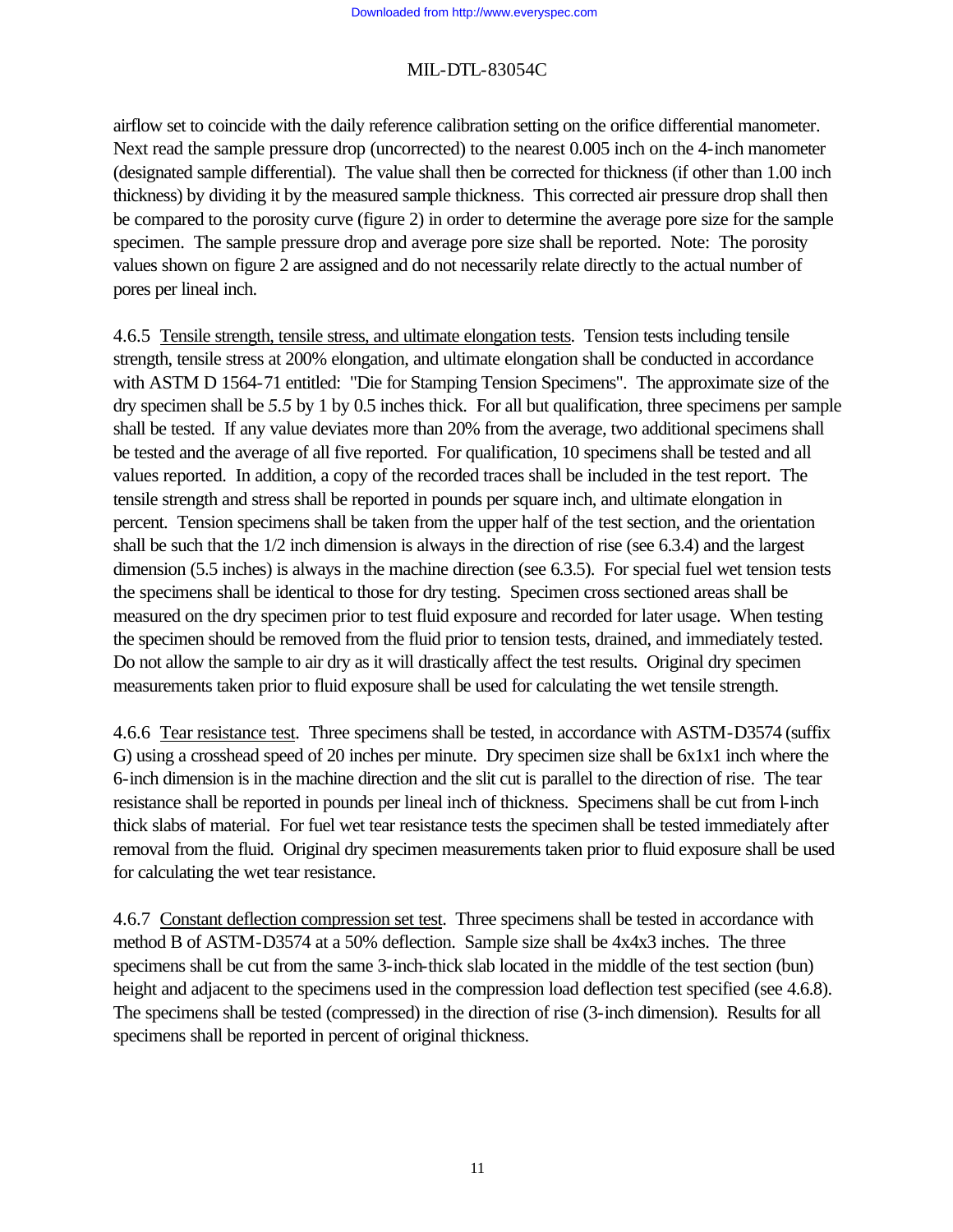airflow set to coincide with the daily reference calibration setting on the orifice differential manometer. Next read the sample pressure drop (uncorrected) to the nearest 0.005 inch on the 4-inch manometer (designated sample differential). The value shall then be corrected for thickness (if other than 1.00 inch thickness) by dividing it by the measured sample thickness. This corrected air pressure drop shall then be compared to the porosity curve (figure 2) in order to determine the average pore size for the sample specimen. The sample pressure drop and average pore size shall be reported. Note: The porosity values shown on figure 2 are assigned and do not necessarily relate directly to the actual number of pores per lineal inch.

4.6.5 Tensile strength, tensile stress, and ultimate elongation tests. Tension tests including tensile strength, tensile stress at 200% elongation, and ultimate elongation shall be conducted in accordance with ASTM D 1564-71 entitled: "Die for Stamping Tension Specimens". The approximate size of the dry specimen shall be *5.5* by 1 by 0.5 inches thick. For all but qualification, three specimens per sample shall be tested. If any value deviates more than 20% from the average, two additional specimens shall be tested and the average of all five reported. For qualification, 10 specimens shall be tested and all values reported. In addition, a copy of the recorded traces shall be included in the test report. The tensile strength and stress shall be reported in pounds per square inch, and ultimate elongation in percent. Tension specimens shall be taken from the upper half of the test section, and the orientation shall be such that the 1/2 inch dimension is always in the direction of rise (see 6.3.4) and the largest dimension (5.5 inches) is always in the machine direction (see 6.3.5). For special fuel wet tension tests the specimens shall be identical to those for dry testing. Specimen cross sectioned areas shall be measured on the dry specimen prior to test fluid exposure and recorded for later usage. When testing the specimen should be removed from the fluid prior to tension tests, drained, and immediately tested. Do not allow the sample to air dry as it will drastically affect the test results. Original dry specimen measurements taken prior to fluid exposure shall be used for calculating the wet tensile strength.

4.6.6 Tear resistance test. Three specimens shall be tested, in accordance with ASTM-D3574 (suffix G) using a crosshead speed of 20 inches per minute. Dry specimen size shall be 6x1x1 inch where the 6-inch dimension is in the machine direction and the slit cut is parallel to the direction of rise. The tear resistance shall be reported in pounds per lineal inch of thickness. Specimens shall be cut from l-inch thick slabs of material. For fuel wet tear resistance tests the specimen shall be tested immediately after removal from the fluid. Original dry specimen measurements taken prior to fluid exposure shall be used for calculating the wet tear resistance.

4.6.7 Constant deflection compression set test. Three specimens shall be tested in accordance with method B of ASTM-D3574 at a 50% deflection. Sample size shall be 4x4x3 inches. The three specimens shall be cut from the same 3-inch-thick slab located in the middle of the test section (bun) height and adjacent to the specimens used in the compression load deflection test specified (see 4.6.8). The specimens shall be tested (compressed) in the direction of rise (3-inch dimension). Results for all specimens shall be reported in percent of original thickness.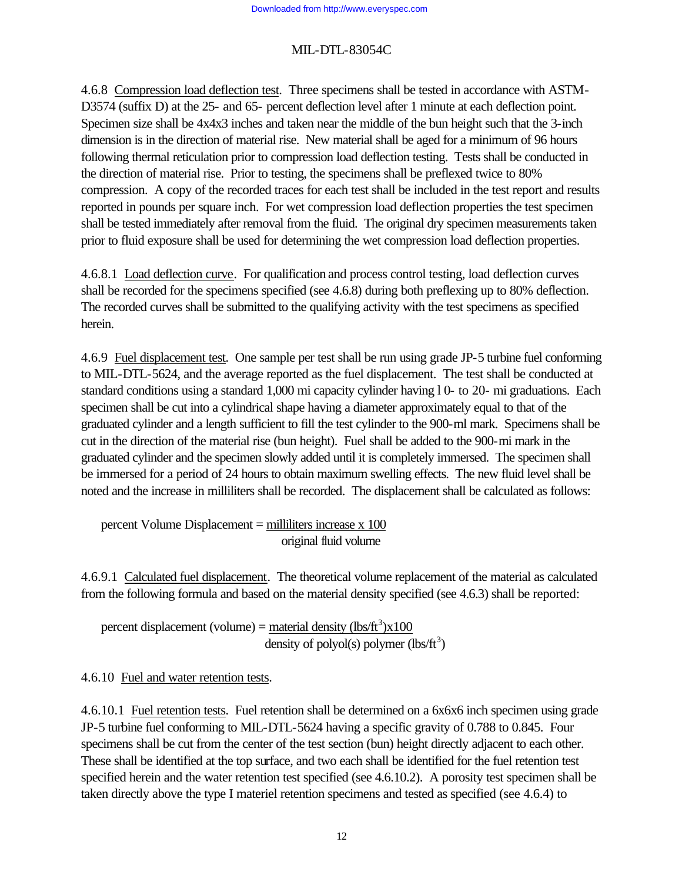4.6.8 Compression load deflection test. Three specimens shall be tested in accordance with ASTM-D3574 (suffix D) at the 25- and 65- percent deflection level after 1 minute at each deflection point. Specimen size shall be 4x4x3 inches and taken near the middle of the bun height such that the 3-inch dimension is in the direction of material rise. New material shall be aged for a minimum of 96 hours following thermal reticulation prior to compression load deflection testing. Tests shall be conducted in the direction of material rise. Prior to testing, the specimens shall be preflexed twice to 80% compression. A copy of the recorded traces for each test shall be included in the test report and results reported in pounds per square inch. For wet compression load deflection properties the test specimen shall be tested immediately after removal from the fluid. The original dry specimen measurements taken prior to fluid exposure shall be used for determining the wet compression load deflection properties.

4.6.8.1 Load deflection curve. For qualification and process control testing, load deflection curves shall be recorded for the specimens specified (see 4.6.8) during both preflexing up to 80% deflection. The recorded curves shall be submitted to the qualifying activity with the test specimens as specified herein.

4.6.9 Fuel displacement test. One sample per test shall be run using grade JP-5 turbine fuel conforming to MIL-DTL-5624, and the average reported as the fuel displacement. The test shall be conducted at standard conditions using a standard 1,000 mi capacity cylinder having l 0- to 20- mi graduations. Each specimen shall be cut into a cylindrical shape having a diameter approximately equal to that of the graduated cylinder and a length sufficient to fill the test cylinder to the 900-ml mark. Specimens shall be cut in the direction of the material rise (bun height). Fuel shall be added to the 900-mi mark in the graduated cylinder and the specimen slowly added until it is completely immersed. The specimen shall be immersed for a period of 24 hours to obtain maximum swelling effects. The new fluid level shall be noted and the increase in milliliters shall be recorded. The displacement shall be calculated as follows:

$$\text{percent Volume Displacement} = \frac{\text{milliliters increase} \times 100}{\text{original fluid volume}}$$

4.6.9.1 Calculated fuel displacement. The theoretical volume replacement of the material as calculated from the following formula and based on the material density specified (see 4.6.3) shall be reported:

$$\text{percent displacement (volume)} = \frac{\text{material density (lbs/ft}^3\text{)} \times 100}{\text{density of polyol(s) polymer (lbs/ft}^3\text{)}}$$

4.6.10 Fuel and water retention tests.

4.6.10.1 Fuel retention tests. Fuel retention shall be determined on a 6x6x6 inch specimen using grade JP-5 turbine fuel conforming to MIL-DTL-5624 having a specific gravity of 0.788 to 0.845. Four specimens shall be cut from the center of the test section (bun) height directly adjacent to each other. These shall be identified at the top surface, and two each shall be identified for the fuel retention test specified herein and the water retention test specified (see 4.6.10.2). A porosity test specimen shall be taken directly above the type I materiel retention specimens and tested as specified (see 4.6.4) to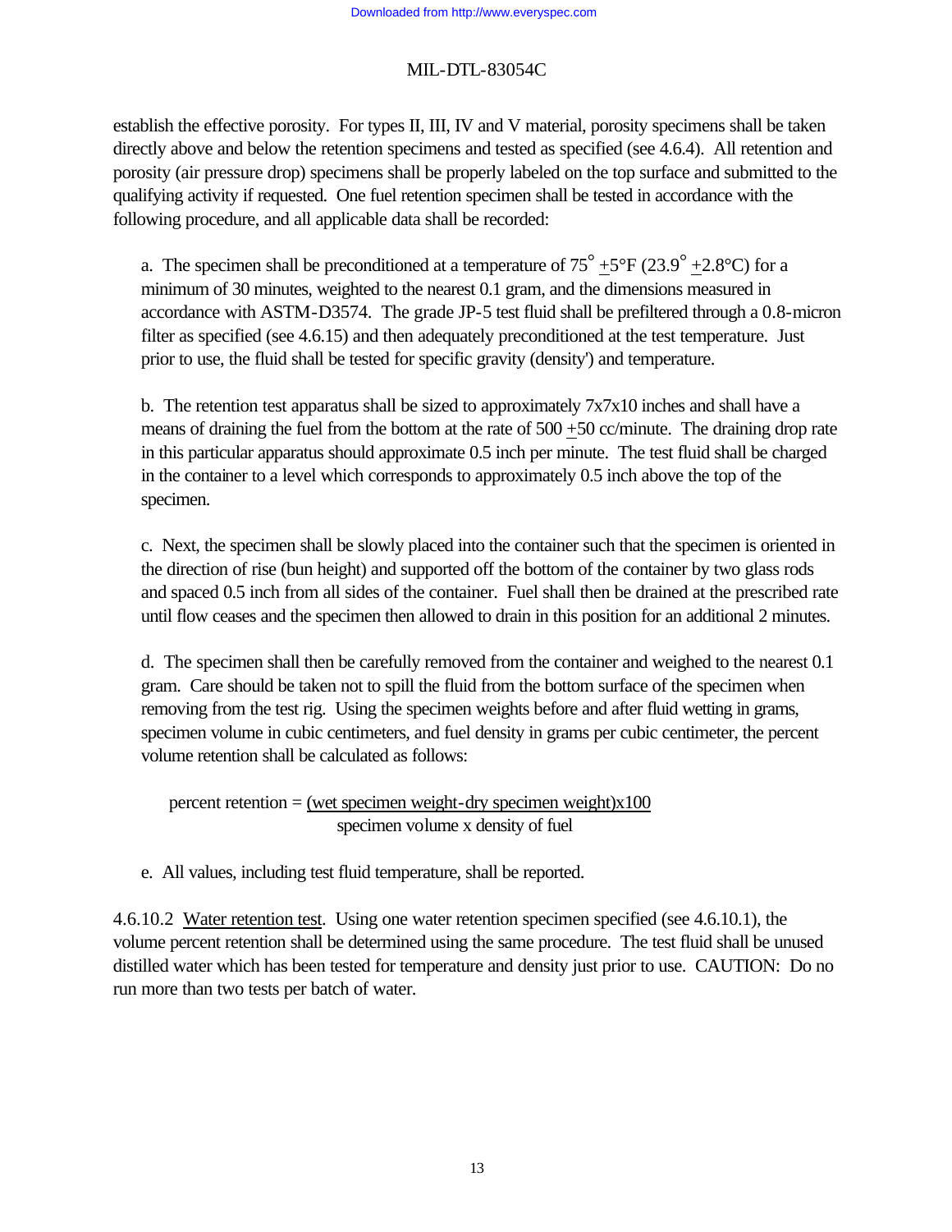establish the effective porosity. For types II, III, IV and V material, porosity specimens shall be taken directly above and below the retention specimens and tested as specified (see 4.6.4). All retention and porosity (air pressure drop) specimens shall be properly labeled on the top surface and submitted to the qualifying activity if requested. One fuel retention specimen shall be tested in accordance with the following procedure, and all applicable data shall be recorded:

a. The specimen shall be preconditioned at a temperature of $75^\circ \pm 5^\circ$F ($23.9^\circ \pm 2.8^\circ$C) for a minimum of 30 minutes, weighted to the nearest 0.1 gram, and the dimensions measured in accordance with ASTM-D3574. The grade JP-5 test fluid shall be prefiltered through a 0.8-micron filter as specified (see 4.6.15) and then adequately preconditioned at the test temperature. Just prior to use, the fluid shall be tested for specific gravity (density') and temperature.

b. The retention test apparatus shall be sized to approximately 7x7x10 inches and shall have a means of draining the fuel from the bottom at the rate of 500 $\pm$50 cc/minute. The draining drop rate in this particular apparatus should approximate 0.5 inch per minute. The test fluid shall be charged in the container to a level which corresponds to approximately 0.5 inch above the top of the specimen.

c. Next, the specimen shall be slowly placed into the container such that the specimen is oriented in the direction of rise (bun height) and supported off the bottom of the container by two glass rods and spaced 0.5 inch from all sides of the container. Fuel shall then be drained at the prescribed rate until flow ceases and the specimen then allowed to drain in this position for an additional 2 minutes.

d. The specimen shall then be carefully removed from the container and weighed to the nearest 0.1 gram. Care should be taken not to spill the fluid from the bottom surface of the specimen when removing from the test rig. Using the specimen weights before and after fluid wetting in grams, specimen volume in cubic centimeters, and fuel density in grams per cubic centimeter, the percent volume retention shall be calculated as follows:

$$\text{percent retention} = \frac{(\text{wet specimen weight} - \text{dry specimen weight}) \times 100}{\text{specimen volume} \times \text{density of fuel}}$$

e. All values, including test fluid temperature, shall be reported.

4.6.10.2 Water retention test. Using one water retention specimen specified (see 4.6.10.1), the volume percent retention shall be determined using the same procedure. The test fluid shall be unused distilled water which has been tested for temperature and density just prior to use. CAUTION: Do no run more than two tests per batch of water.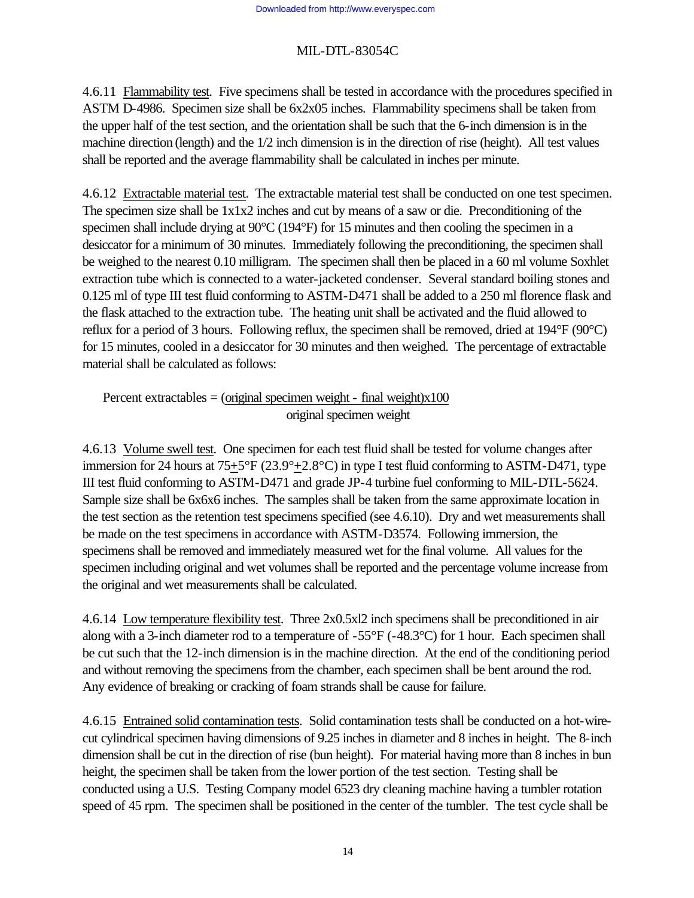4.6.11 Flammability test. Five specimens shall be tested in accordance with the procedures specified in ASTM D-4986. Specimen size shall be 6x2x05 inches. Flammability specimens shall be taken from the upper half of the test section, and the orientation shall be such that the 6-inch dimension is in the machine direction (length) and the 1/2 inch dimension is in the direction of rise (height). All test values shall be reported and the average flammability shall be calculated in inches per minute.

4.6.12 Extractable material test. The extractable material test shall be conducted on one test specimen. The specimen size shall be 1x1x2 inches and cut by means of a saw or die. Preconditioning of the specimen shall include drying at 90°C (194°F) for 15 minutes and then cooling the specimen in a desiccator for a minimum of 30 minutes. Immediately following the preconditioning, the specimen shall be weighed to the nearest 0.10 milligram. The specimen shall then be placed in a 60 ml volume Soxhlet extraction tube which is connected to a water-jacketed condenser. Several standard boiling stones and 0.125 ml of type III test fluid conforming to ASTM-D471 shall be added to a 250 ml florence flask and the flask attached to the extraction tube. The heating unit shall be activated and the fluid allowed to reflux for a period of 3 hours. Following reflux, the specimen shall be removed, dried at 194°F (90°C) for 15 minutes, cooled in a desiccator for 30 minutes and then weighed. The percentage of extractable material shall be calculated as follows:

$$\text{Percent extractables} = \frac{(\text{original specimen weight - final weight})\text{x}100}{\text{original specimen weight}}$$

4.6.13 Volume swell test. One specimen for each test fluid shall be tested for volume changes after immersion for 24 hours at 75±5°F (23.9°±2.8°C) in type I test fluid conforming to ASTM-D471, type III test fluid conforming to ASTM-D471 and grade JP-4 turbine fuel conforming to MIL-DTL-5624. Sample size shall be 6x6x6 inches. The samples shall be taken from the same approximate location in the test section as the retention test specimens specified (see 4.6.10). Dry and wet measurements shall be made on the test specimens in accordance with ASTM-D3574. Following immersion, the specimens shall be removed and immediately measured wet for the final volume. All values for the specimen including original and wet volumes shall be reported and the percentage volume increase from the original and wet measurements shall be calculated.

4.6.14 Low temperature flexibility test. Three 2x0.5xl2 inch specimens shall be preconditioned in air along with a 3-inch diameter rod to a temperature of -55°F (-48.3°C) for 1 hour. Each specimen shall be cut such that the 12-inch dimension is in the machine direction. At the end of the conditioning period and without removing the specimens from the chamber, each specimen shall be bent around the rod. Any evidence of breaking or cracking of foam strands shall be cause for failure.

4.6.15 Entrained solid contamination tests. Solid contamination tests shall be conducted on a hot-wire-cut cylindrical specimen having dimensions of 9.25 inches in diameter and 8 inches in height. The 8-inch dimension shall be cut in the direction of rise (bun height). For material having more than 8 inches in bun height, the specimen shall be taken from the lower portion of the test section. Testing shall be conducted using a U.S. Testing Company model 6523 dry cleaning machine having a tumbler rotation speed of 45 rpm. The specimen shall be positioned in the center of the tumbler. The test cycle shall be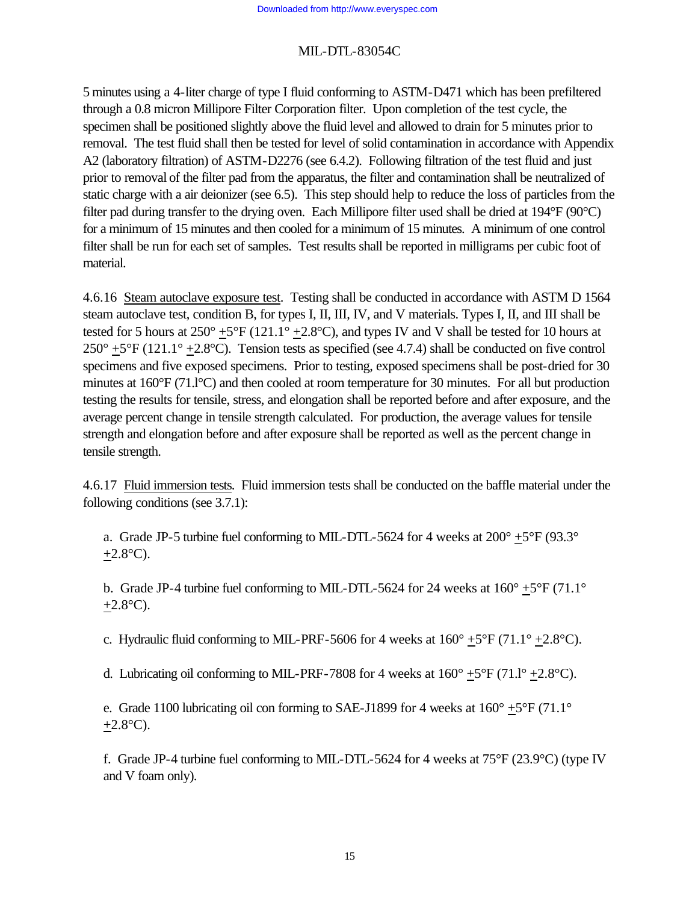5 minutes using a 4-liter charge of type I fluid conforming to ASTM-D471 which has been prefiltered through a 0.8 micron Millipore Filter Corporation filter. Upon completion of the test cycle, the specimen shall be positioned slightly above the fluid level and allowed to drain for 5 minutes prior to removal. The test fluid shall then be tested for level of solid contamination in accordance with Appendix A2 (laboratory filtration) of ASTM-D2276 (see 6.4.2). Following filtration of the test fluid and just prior to removal of the filter pad from the apparatus, the filter and contamination shall be neutralized of static charge with a air deionizer (see 6.5). This step should help to reduce the loss of particles from the filter pad during transfer to the drying oven. Each Millipore filter used shall be dried at 194°F (90°C) for a minimum of 15 minutes and then cooled for a minimum of 15 minutes. A minimum of one control filter shall be run for each set of samples. Test results shall be reported in milligrams per cubic foot of material.

4.6.16 Steam autoclave exposure test. Testing shall be conducted in accordance with ASTM D 1564 steam autoclave test, condition B, for types I, II, III, IV, and V materials. Types I, II, and III shall be tested for 5 hours at 250° ±5°F (121.1° ±2.8°C), and types IV and V shall be tested for 10 hours at 250° ±5°F (121.1° ±2.8°C). Tension tests as specified (see 4.7.4) shall be conducted on five control specimens and five exposed specimens. Prior to testing, exposed specimens shall be post-dried for 30 minutes at 160°F (71.1°C) and then cooled at room temperature for 30 minutes. For all but production testing the results for tensile, stress, and elongation shall be reported before and after exposure, and the average percent change in tensile strength calculated. For production, the average values for tensile strength and elongation before and after exposure shall be reported as well as the percent change in tensile strength.

4.6.17 Fluid immersion tests. Fluid immersion tests shall be conducted on the baffle material under the following conditions (see 3.7.1):

a. Grade JP-5 turbine fuel conforming to MIL-DTL-5624 for 4 weeks at 200° ±5°F (93.3° ±2.8°C).

b. Grade JP-4 turbine fuel conforming to MIL-DTL-5624 for 24 weeks at 160° ±5°F (71.1° ±2.8°C).

c. Hydraulic fluid conforming to MIL-PRF-5606 for 4 weeks at 160° ±5°F (71.1° ±2.8°C).

d. Lubricating oil conforming to MIL-PRF-7808 for 4 weeks at 160° ±5°F (71.1° ±2.8°C).

e. Grade 1100 lubricating oil con forming to SAE-J1899 for 4 weeks at 160° ±5°F (71.1° ±2.8°C).

f. Grade JP-4 turbine fuel conforming to MIL-DTL-5624 for 4 weeks at 75°F (23.9°C) (type IV and V foam only).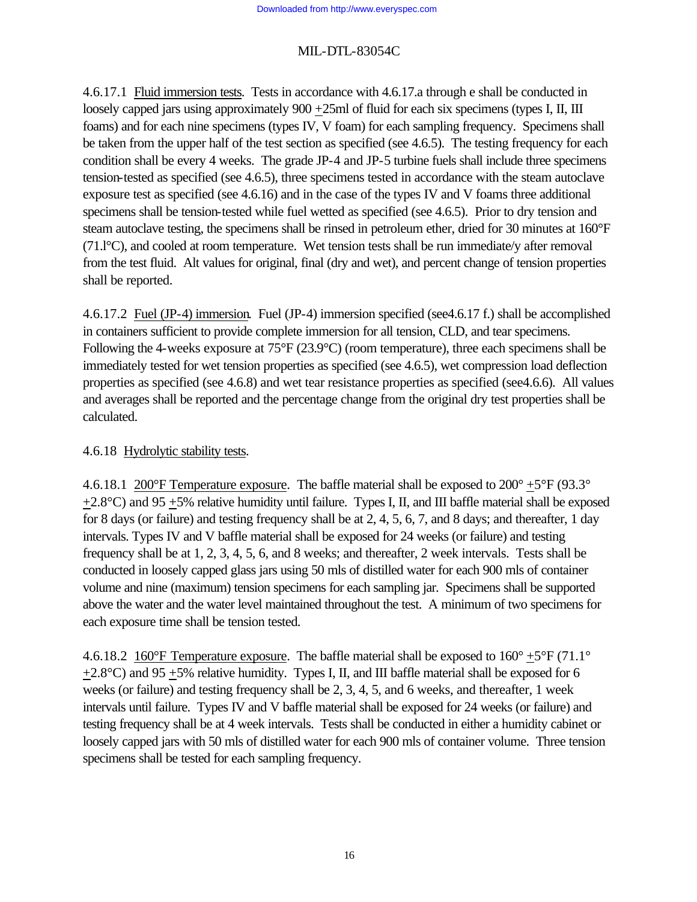4.6.17.1 Fluid immersion tests. Tests in accordance with 4.6.17.a through e shall be conducted in loosely capped jars using approximately 900 +25ml of fluid for each six specimens (types I, II, III foams) and for each nine specimens (types IV, V foam) for each sampling frequency. Specimens shall be taken from the upper half of the test section as specified (see 4.6.5). The testing frequency for each condition shall be every 4 weeks. The grade JP-4 and JP-5 turbine fuels shall include three specimens tension-tested as specified (see 4.6.5), three specimens tested in accordance with the steam autoclave exposure test as specified (see 4.6.16) and in the case of the types IV and V foams three additional specimens shall be tension-tested while fuel wetted as specified (see 4.6.5). Prior to dry tension and steam autoclave testing, the specimens shall be rinsed in petroleum ether, dried for 30 minutes at 160°F (71.l°C), and cooled at room temperature. Wet tension tests shall be run immediate/y after removal from the test fluid. Alt values for original, final (dry and wet), and percent change of tension properties shall be reported.

4.6.17.2 Fuel (JP-4) immersion. Fuel (JP-4) immersion specified (see4.6.17 f.) shall be accomplished in containers sufficient to provide complete immersion for all tension, CLD, and tear specimens. Following the 4-weeks exposure at 75°F (23.9°C) (room temperature), three each specimens shall be immediately tested for wet tension properties as specified (see 4.6.5), wet compression load deflection properties as specified (see 4.6.8) and wet tear resistance properties as specified (see4.6.6). All values and averages shall be reported and the percentage change from the original dry test properties shall be calculated.

4.6.18 Hydrolytic stability tests.

4.6.18.1 200°F Temperature exposure. The baffle material shall be exposed to 200° +5°F (93.3° +2.8°C) and 95 +5% relative humidity until failure. Types I, II, and III baffle material shall be exposed for 8 days (or failure) and testing frequency shall be at 2, 4, 5, 6, 7, and 8 days; and thereafter, 1 day intervals. Types IV and V baffle material shall be exposed for 24 weeks (or failure) and testing frequency shall be at 1, 2, 3, 4, 5, 6, and 8 weeks; and thereafter, 2 week intervals. Tests shall be conducted in loosely capped glass jars using 50 mls of distilled water for each 900 mls of container volume and nine (maximum) tension specimens for each sampling jar. Specimens shall be supported above the water and the water level maintained throughout the test. A minimum of two specimens for each exposure time shall be tension tested.

4.6.18.2 160°F Temperature exposure. The baffle material shall be exposed to 160° +5°F (71.1° +2.8°C) and 95 +5% relative humidity. Types I, II, and III baffle material shall be exposed for 6 weeks (or failure) and testing frequency shall be 2, 3, 4, 5, and 6 weeks, and thereafter, 1 week intervals until failure. Types IV and V baffle material shall be exposed for 24 weeks (or failure) and testing frequency shall be at 4 week intervals. Tests shall be conducted in either a humidity cabinet or loosely capped jars with 50 mls of distilled water for each 900 mls of container volume. Three tension specimens shall be tested for each sampling frequency.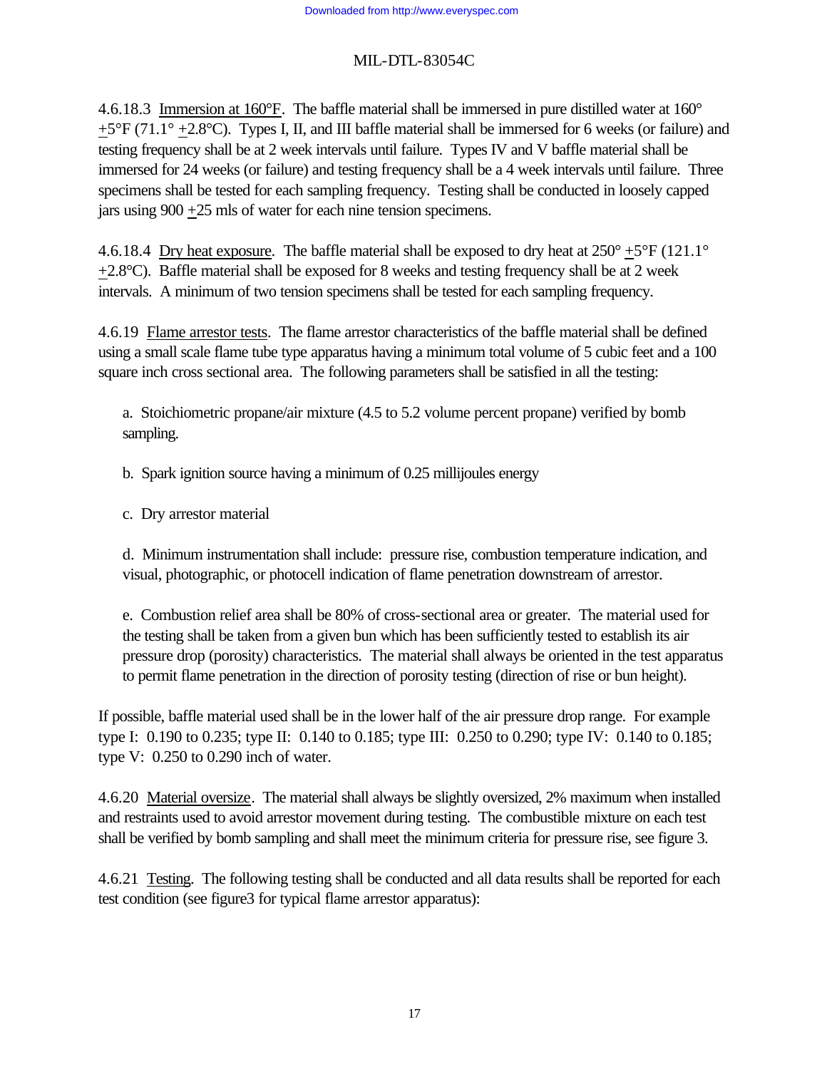4.6.18.3 Immersion at 160°F. The baffle material shall be immersed in pure distilled water at 160° ±5°F (71.1° ±2.8°C). Types I, II, and III baffle material shall be immersed for 6 weeks (or failure) and testing frequency shall be at 2 week intervals until failure. Types IV and V baffle material shall be immersed for 24 weeks (or failure) and testing frequency shall be a 4 week intervals until failure. Three specimens shall be tested for each sampling frequency. Testing shall be conducted in loosely capped jars using 900 ±25 mls of water for each nine tension specimens.

4.6.18.4 Dry heat exposure. The baffle material shall be exposed to dry heat at 250° ±5°F (121.1° ±2.8°C). Baffle material shall be exposed for 8 weeks and testing frequency shall be at 2 week intervals. A minimum of two tension specimens shall be tested for each sampling frequency.

4.6.19 Flame arrestor tests. The flame arrestor characteristics of the baffle material shall be defined using a small scale flame tube type apparatus having a minimum total volume of 5 cubic feet and a 100 square inch cross sectional area. The following parameters shall be satisfied in all the testing:

a. Stoichiometric propane/air mixture (4.5 to 5.2 volume percent propane) verified by bomb sampling.

b. Spark ignition source having a minimum of 0.25 millijoules energy

c. Dry arrestor material

d. Minimum instrumentation shall include: pressure rise, combustion temperature indication, and visual, photographic, or photocell indication of flame penetration downstream of arrestor.

e. Combustion relief area shall be 80% of cross-sectional area or greater. The material used for the testing shall be taken from a given bun which has been sufficiently tested to establish its air pressure drop (porosity) characteristics. The material shall always be oriented in the test apparatus to permit flame penetration in the direction of porosity testing (direction of rise or bun height).

If possible, baffle material used shall be in the lower half of the air pressure drop range. For example type I: 0.190 to 0.235; type II: 0.140 to 0.185; type III: 0.250 to 0.290; type IV: 0.140 to 0.185; type V: 0.250 to 0.290 inch of water.

4.6.20 Material oversize. The material shall always be slightly oversized, 2% maximum when installed and restraints used to avoid arrestor movement during testing. The combustible mixture on each test shall be verified by bomb sampling and shall meet the minimum criteria for pressure rise, see figure 3.

4.6.21 Testing. The following testing shall be conducted and all data results shall be reported for each test condition (see figure3 for typical flame arrestor apparatus):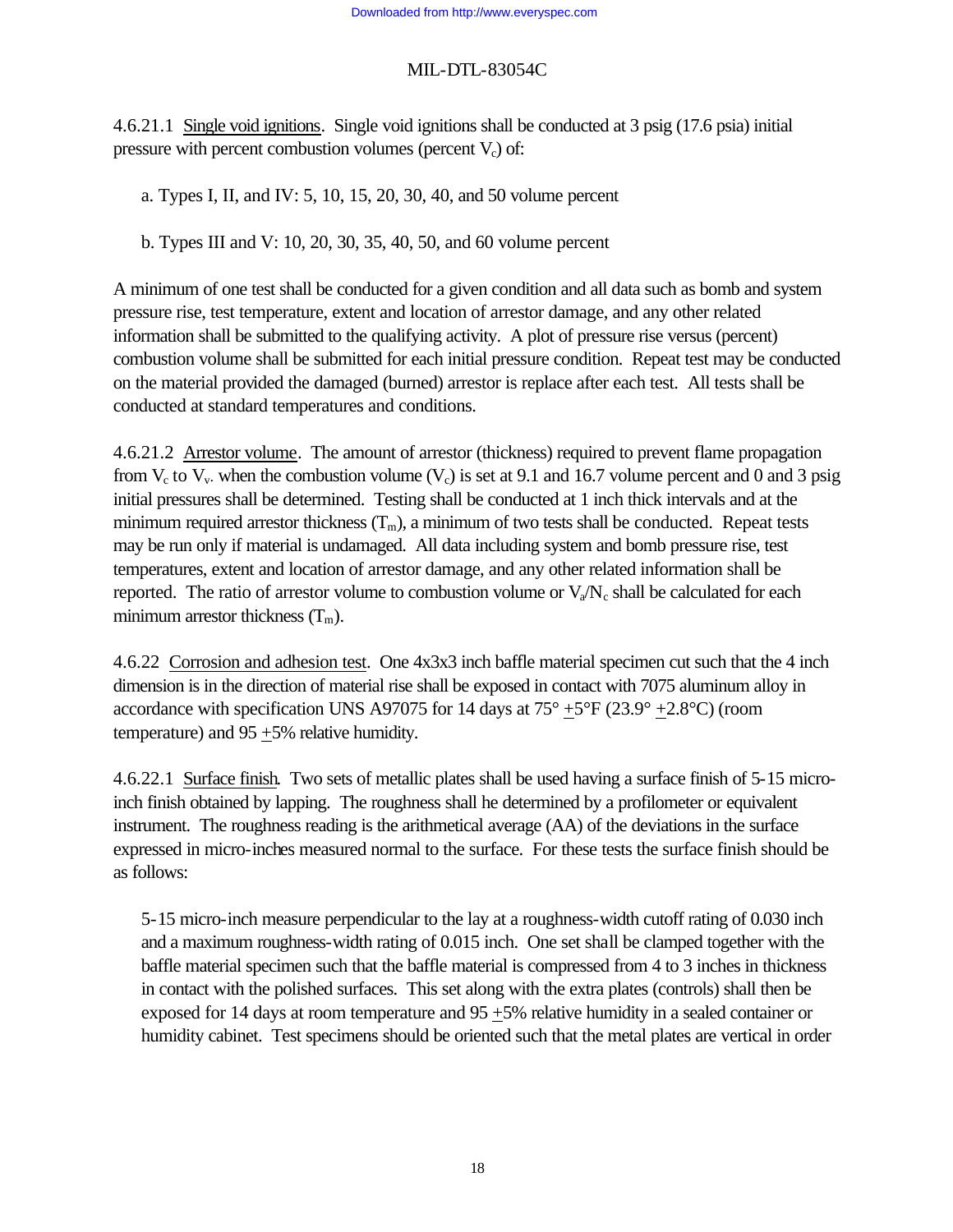4.6.21.1 Single void ignitions. Single void ignitions shall be conducted at 3 psig (17.6 psia) initial pressure with percent combustion volumes (percent $V_c$) of:

a. Types I, II, and IV: 5, 10, 15, 20, 30, 40, and 50 volume percent

b. Types III and V: 10, 20, 30, 35, 40, 50, and 60 volume percent

A minimum of one test shall be conducted for a given condition and all data such as bomb and system pressure rise, test temperature, extent and location of arrestor damage, and any other related information shall be submitted to the qualifying activity. A plot of pressure rise versus (percent) combustion volume shall be submitted for each initial pressure condition. Repeat test may be conducted on the material provided the damaged (burned) arrestor is replace after each test. All tests shall be conducted at standard temperatures and conditions.

4.6.21.2 Arrestor volume. The amount of arrestor (thickness) required to prevent flame propagation from $V_c$ to $V_v$. when the combustion volume ($V_c$) is set at 9.1 and 16.7 volume percent and 0 and 3 psig initial pressures shall be determined. Testing shall be conducted at 1 inch thick intervals and at the minimum required arrestor thickness ($T_m$), a minimum of two tests shall be conducted. Repeat tests may be run only if material is undamaged. All data including system and bomb pressure rise, test temperatures, extent and location of arrestor damage, and any other related information shall be reported. The ratio of arrestor volume to combustion volume or $V_a/N_c$ shall be calculated for each minimum arrestor thickness ($T_m$).

4.6.22 Corrosion and adhesion test. One 4x3x3 inch baffle material specimen cut such that the 4 inch dimension is in the direction of material rise shall be exposed in contact with 7075 aluminum alloy in accordance with specification UNS A97075 for 14 days at 75° ±5°F (23.9° ±2.8°C) (room temperature) and 95 ±5% relative humidity.

4.6.22.1 Surface finish. Two sets of metallic plates shall be used having a surface finish of 5-15 micro-inch finish obtained by lapping. The roughness shall he determined by a profilometer or equivalent instrument. The roughness reading is the arithmetical average (AA) of the deviations in the surface expressed in micro-inches measured normal to the surface. For these tests the surface finish should be as follows:

> 5-15 micro-inch measure perpendicular to the lay at a roughness-width cutoff rating of 0.030 inch and a maximum roughness-width rating of 0.015 inch. One set shall be clamped together with the baffle material specimen such that the baffle material is compressed from 4 to 3 inches in thickness in contact with the polished surfaces. This set along with the extra plates (controls) shall then be exposed for 14 days at room temperature and 95 ±5% relative humidity in a sealed container or humidity cabinet. Test specimens should be oriented such that the metal plates are vertical in order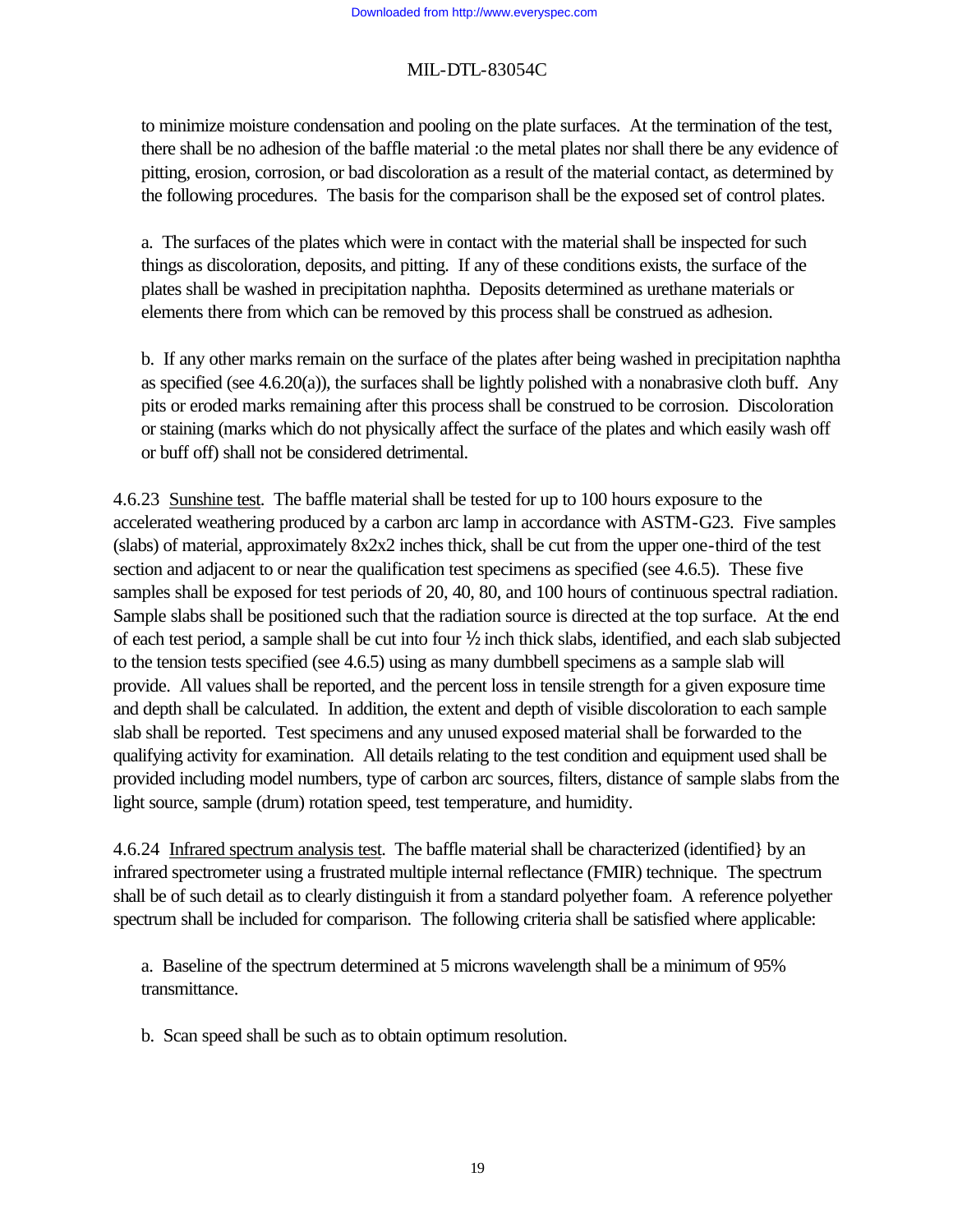to minimize moisture condensation and pooling on the plate surfaces. At the termination of the test, there shall be no adhesion of the baffle material :o the metal plates nor shall there be any evidence of pitting, erosion, corrosion, or bad discoloration as a result of the material contact, as determined by the following procedures. The basis for the comparison shall be the exposed set of control plates.

a. The surfaces of the plates which were in contact with the material shall be inspected for such things as discoloration, deposits, and pitting. If any of these conditions exists, the surface of the plates shall be washed in precipitation naphtha. Deposits determined as urethane materials or elements there from which can be removed by this process shall be construed as adhesion.

b. If any other marks remain on the surface of the plates after being washed in precipitation naphtha as specified (see 4.6.20(a)), the surfaces shall be lightly polished with a nonabrasive cloth buff. Any pits or eroded marks remaining after this process shall be construed to be corrosion. Discoloration or staining (marks which do not physically affect the surface of the plates and which easily wash off or buff off) shall not be considered detrimental.

4.6.23 Sunshine test. The baffle material shall be tested for up to 100 hours exposure to the accelerated weathering produced by a carbon arc lamp in accordance with ASTM-G23. Five samples (slabs) of material, approximately 8x2x2 inches thick, shall be cut from the upper one-third of the test section and adjacent to or near the qualification test specimens as specified (see 4.6.5). These five samples shall be exposed for test periods of 20, 40, 80, and 100 hours of continuous spectral radiation. Sample slabs shall be positioned such that the radiation source is directed at the top surface. At the end of each test period, a sample shall be cut into four ½ inch thick slabs, identified, and each slab subjected to the tension tests specified (see 4.6.5) using as many dumbbell specimens as a sample slab will provide. All values shall be reported, and the percent loss in tensile strength for a given exposure time and depth shall be calculated. In addition, the extent and depth of visible discoloration to each sample slab shall be reported. Test specimens and any unused exposed material shall be forwarded to the qualifying activity for examination. All details relating to the test condition and equipment used shall be provided including model numbers, type of carbon arc sources, filters, distance of sample slabs from the light source, sample (drum) rotation speed, test temperature, and humidity.

4.6.24 Infrared spectrum analysis test. The baffle material shall be characterized (identified} by an infrared spectrometer using a frustrated multiple internal reflectance (FMIR) technique. The spectrum shall be of such detail as to clearly distinguish it from a standard polyether foam. A reference polyether spectrum shall be included for comparison. The following criteria shall be satisfied where applicable:

a. Baseline of the spectrum determined at 5 microns wavelength shall be a minimum of 95% transmittance.

b. Scan speed shall be such as to obtain optimum resolution.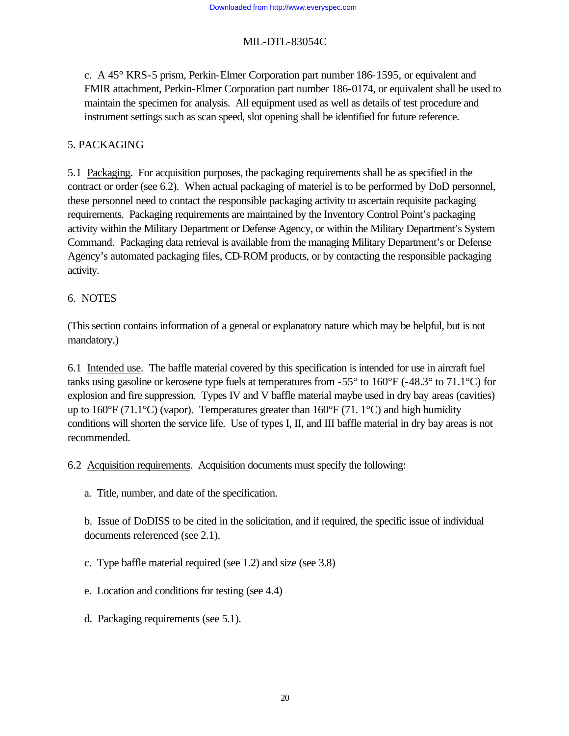c. A 45° KRS-5 prism, Perkin-Elmer Corporation part number 186-1595, or equivalent and FMIR attachment, Perkin-Elmer Corporation part number 186-0174, or equivalent shall be used to maintain the specimen for analysis. All equipment used as well as details of test procedure and instrument settings such as scan speed, slot opening shall be identified for future reference.

## 5. PACKAGING

5.1 Packaging. For acquisition purposes, the packaging requirements shall be as specified in the contract or order (see 6.2). When actual packaging of materiel is to be performed by DoD personnel, these personnel need to contact the responsible packaging activity to ascertain requisite packaging requirements. Packaging requirements are maintained by the Inventory Control Point's packaging activity within the Military Department or Defense Agency, or within the Military Department's System Command. Packaging data retrieval is available from the managing Military Department's or Defense Agency's automated packaging files, CD-ROM products, or by contacting the responsible packaging activity.

## 6. NOTES

(This section contains information of a general or explanatory nature which may be helpful, but is not mandatory.)

6.1 Intended use. The baffle material covered by this specification is intended for use in aircraft fuel tanks using gasoline or kerosene type fuels at temperatures from -55° to 160°F (-48.3° to 71.1°C) for explosion and fire suppression. Types IV and V baffle material maybe used in dry bay areas (cavities) up to 160°F (71.1°C) (vapor). Temperatures greater than 160°F (71. 1°C) and high humidity conditions will shorten the service life. Use of types I, II, and III baffle material in dry bay areas is not recommended.

6.2 Acquisition requirements. Acquisition documents must specify the following:

a. Title, number, and date of the specification.

b. Issue of DoDISS to be cited in the solicitation, and if required, the specific issue of individual documents referenced (see 2.1).

c. Type baffle material required (see 1.2) and size (see 3.8)

e. Location and conditions for testing (see 4.4)

d. Packaging requirements (see 5.1).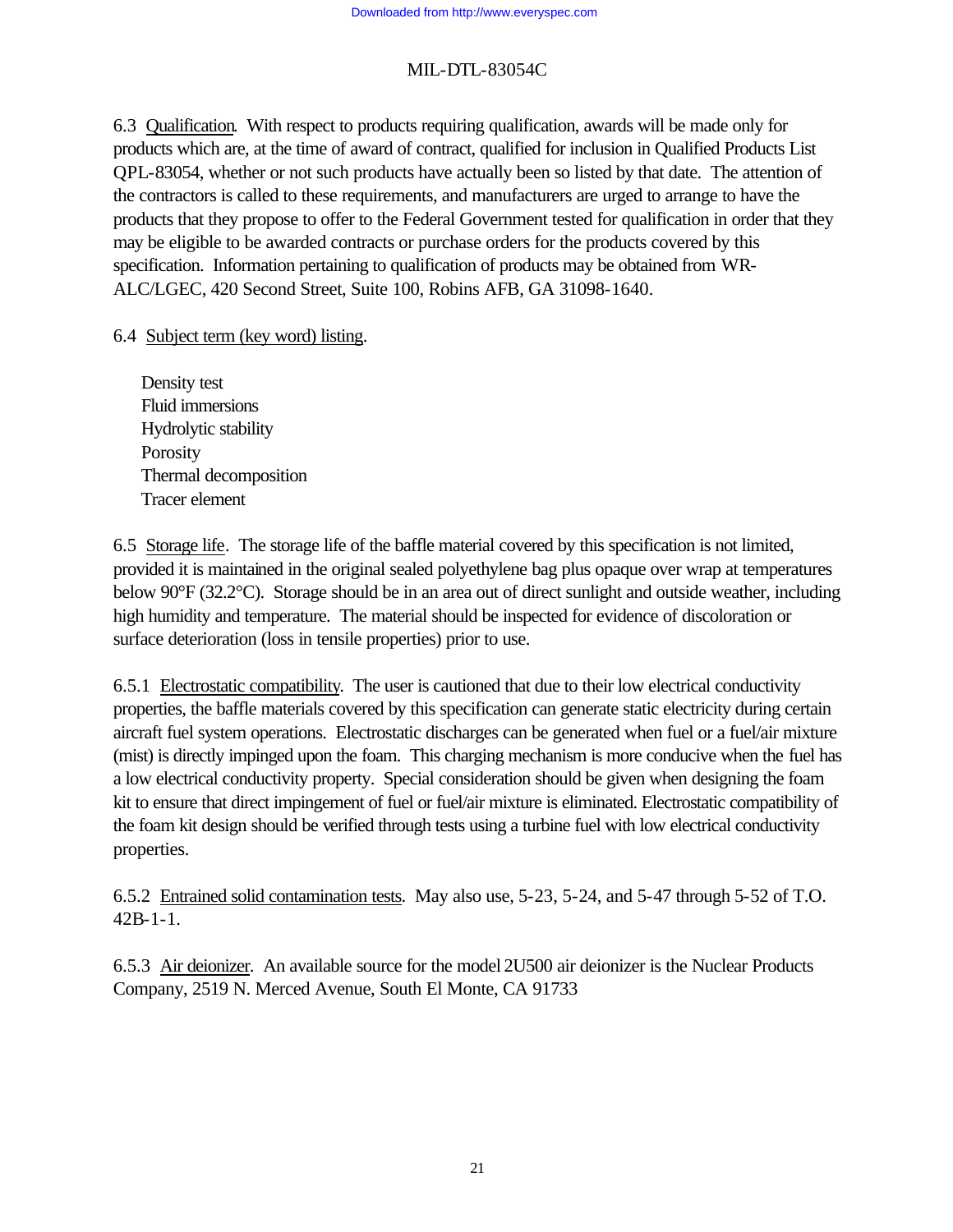6.3 Qualification. With respect to products requiring qualification, awards will be made only for products which are, at the time of award of contract, qualified for inclusion in Qualified Products List QPL-83054, whether or not such products have actually been so listed by that date. The attention of the contractors is called to these requirements, and manufacturers are urged to arrange to have the products that they propose to offer to the Federal Government tested for qualification in order that they may be eligible to be awarded contracts or purchase orders for the products covered by this specification. Information pertaining to qualification of products may be obtained from WR-ALC/LGEC, 420 Second Street, Suite 100, Robins AFB, GA 31098-1640.

6.4 Subject term (key word) listing.

Density test
Fluid immersions
Hydrolytic stability
Porosity
Thermal decomposition
Tracer element

6.5 Storage life. The storage life of the baffle material covered by this specification is not limited, provided it is maintained in the original sealed polyethylene bag plus opaque over wrap at temperatures below 90°F (32.2°C). Storage should be in an area out of direct sunlight and outside weather, including high humidity and temperature. The material should be inspected for evidence of discoloration or surface deterioration (loss in tensile properties) prior to use.

6.5.1 Electrostatic compatibility. The user is cautioned that due to their low electrical conductivity properties, the baffle materials covered by this specification can generate static electricity during certain aircraft fuel system operations. Electrostatic discharges can be generated when fuel or a fuel/air mixture (mist) is directly impinged upon the foam. This charging mechanism is more conducive when the fuel has a low electrical conductivity property. Special consideration should be given when designing the foam kit to ensure that direct impingement of fuel or fuel/air mixture is eliminated. Electrostatic compatibility of the foam kit design should be verified through tests using a turbine fuel with low electrical conductivity properties.

6.5.2 Entrained solid contamination tests. May also use, 5-23, 5-24, and 5-47 through 5-52 of T.O. 42B-1-1.

6.5.3 Air deionizer. An available source for the model 2U500 air deionizer is the Nuclear Products Company, 2519 N. Merced Avenue, South El Monte, CA 91733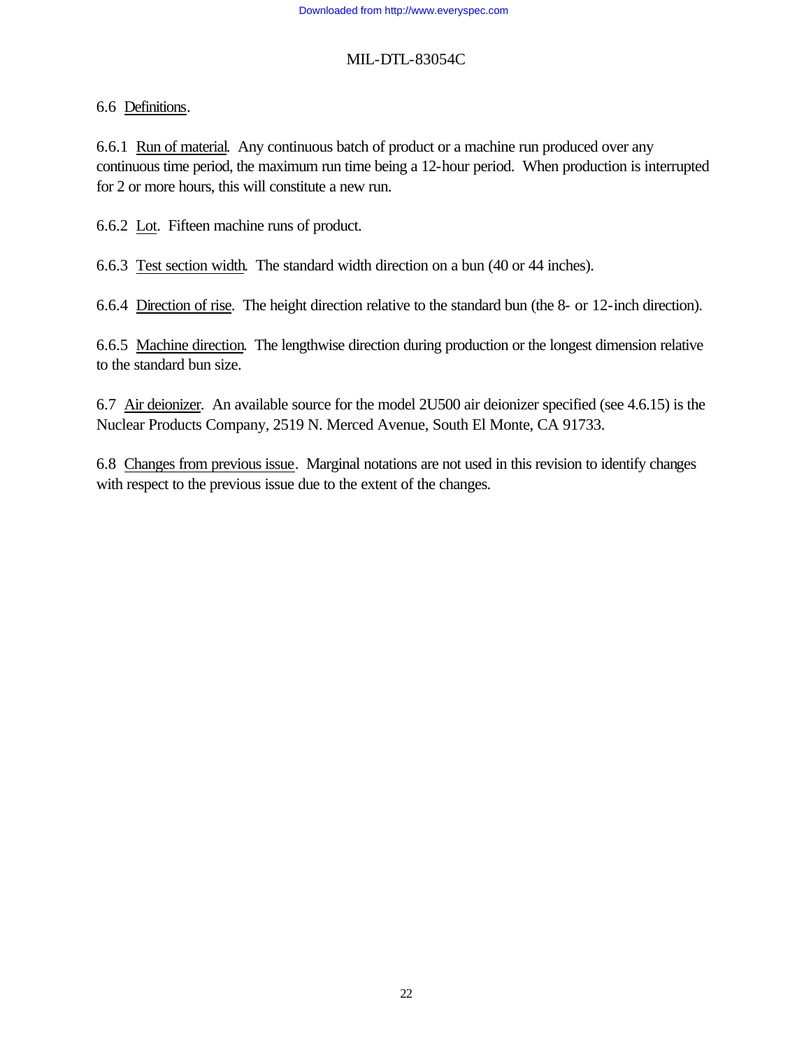6.6 Definitions.

6.6.1 Run of material. Any continuous batch of product or a machine run produced over any continuous time period, the maximum run time being a 12-hour period. When production is interrupted for 2 or more hours, this will constitute a new run.

6.6.2 Lot. Fifteen machine runs of product.

6.6.3 Test section width. The standard width direction on a bun (40 or 44 inches).

6.6.4 Direction of rise. The height direction relative to the standard bun (the 8- or 12-inch direction).

6.6.5 Machine direction. The lengthwise direction during production or the longest dimension relative to the standard bun size.

6.7 Air deionizer. An available source for the model 2U500 air deionizer specified (see 4.6.15) is the Nuclear Products Company, 2519 N. Merced Avenue, South El Monte, CA 91733.

6.8 Changes from previous issue. Marginal notations are not used in this revision to identify changes with respect to the previous issue due to the extent of the changes.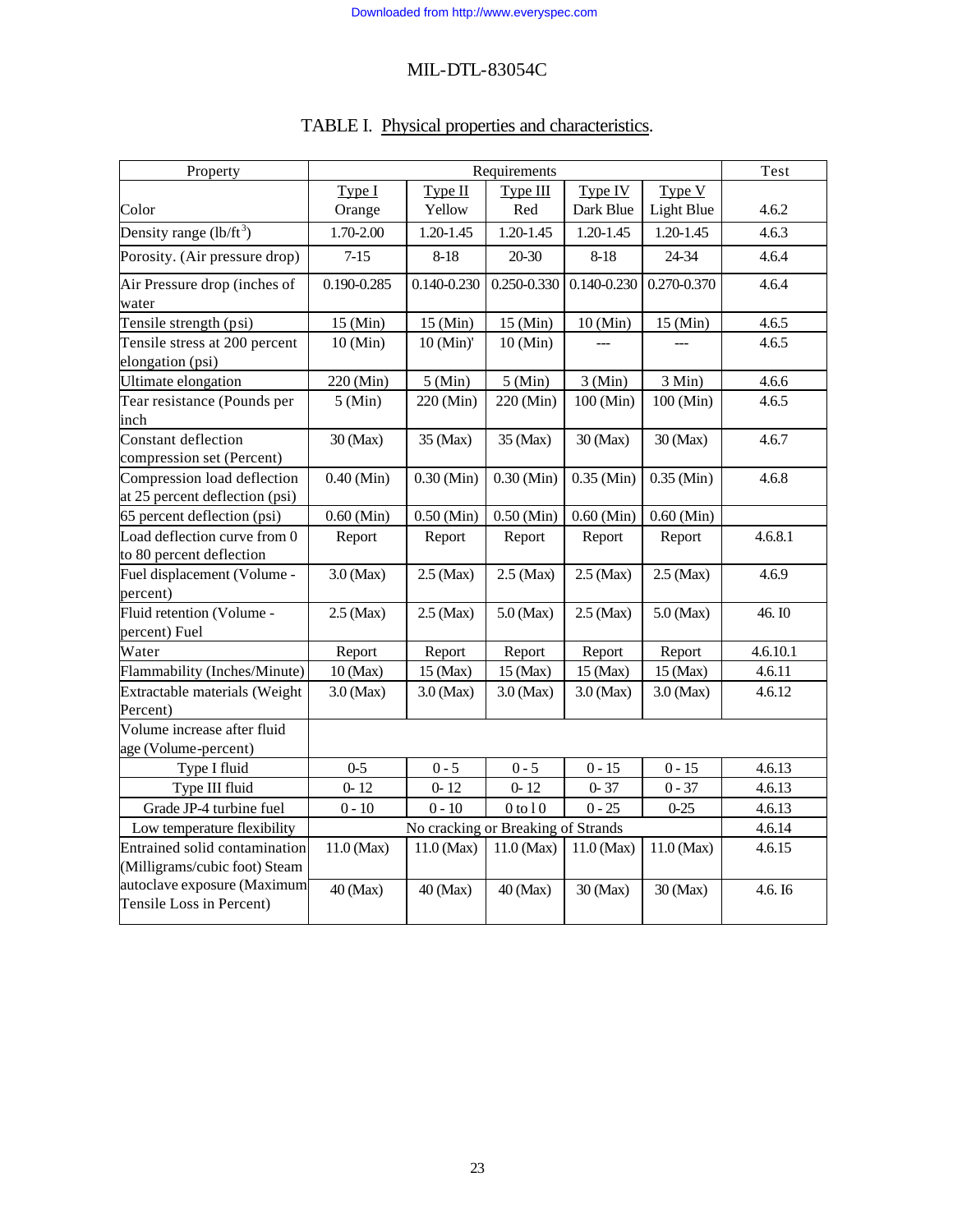# TABLE I. Physical properties and characteristics.

| Property | Requirements | | | | | Test |
|---|---|---|---|---|---|---|
| Color | Type I<br>Orange | Type II<br>Yellow | Type III<br>Red | Type IV<br>Dark Blue | Type V<br>Light Blue | 4.6.2 |
| Density range (lb/ft$^3$) | 1.70-2.00 | 1.20-1.45 | 1.20-1.45 | 1.20-1.45 | 1.20-1.45 | 4.6.3 |
| Porosity. (Air pressure drop) | 7-15 | 8-18 | 20-30 | 8-18 | 24-34 | 4.6.4 |
| Air Pressure drop (inches of water | 0.190-0.285 | 0.140-0.230 | 0.250-0.330 | 0.140-0.230 | 0.270-0.370 | 4.6.4 |
| Tensile strength (psi) | 15 (Min) | 15 (Min) | 15 (Min) | 10 (Min) | 15 (Min) | 4.6.5 |
| Tensile stress at 200 percent elongation (psi) | 10 (Min) | 10 (Min)' | 10 (Min) | --- | --- | 4.6.5 |
| Ultimate elongation | 220 (Min) | 5 (Min) | 5 (Min) | 3 (Min) | 3 Min) | 4.6.6 |
| Tear resistance (Pounds per inch | 5 (Min) | 220 (Min) | 220 (Min) | 100 (Min) | 100 (Min) | 4.6.5 |
| Constant deflection compression set (Percent) | 30 (Max) | 35 (Max) | 35 (Max) | 30 (Max) | 30 (Max) | 4.6.7 |
| Compression load deflection at 25 percent deflection (psi) | 0.40 (Min) | 0.30 (Min) | 0.30 (Min) | 0.35 (Min) | 0.35 (Min) | 4.6.8 |
| 65 percent deflection (psi) | 0.60 (Min) | 0.50 (Min) | 0.50 (Min) | 0.60 (Min) | 0.60 (Min) | |
| Load deflection curve from 0 to 80 percent deflection | Report | Report | Report | Report | Report | 4.6.8.1 |
| Fuel displacement (Volume - percent) | 3.0 (Max) | 2.5 (Max) | 2.5 (Max) | 2.5 (Max) | 2.5 (Max) | 4.6.9 |
| Fluid retention (Volume - percent) Fuel | 2.5 (Max) | 2.5 (Max) | 5.0 (Max) | 2.5 (Max) | 5.0 (Max) | 46. I0 |
| Water | Report | Report | Report | Report | Report | 4.6.10.1 |
| Flammability (Inches/Minute) | 10 (Max) | 15 (Max) | 15 (Max) | 15 (Max) | 15 (Max) | 4.6.11 |
| Extractable materials (Weight Percent) | 3.0 (Max) | 3.0 (Max) | 3.0 (Max) | 3.0 (Max) | 3.0 (Max) | 4.6.12 |
| Volume increase after fluid age (Volume-percent) | | | | | | |
| Type I fluid | 0-5 | 0 - 5 | 0 - 5 | 0 - 15 | 0 - 15 | 4.6.13 |
| Type III fluid | 0- 12 | 0- 12 | 0- 12 | 0- 37 | 0 - 37 | 4.6.13 |
| Grade JP-4 turbine fuel | 0 - 10 | 0 - 10 | 0 to l 0 | 0 - 25 | 0-25 | 4.6.13 |
| Low temperature flexibility | No cracking or Breaking of Strands | | | | | 4.6.14 |
| Entrained solid contamination (Milligrams/cubic foot) | 11.0 (Max) | 11.0 (Max) | 11.0 (Max) | 11.0 (Max) | 11.0 (Max) | 4.6.15 |
| Steam autoclave exposure (Maximum Tensile Loss in Percent) | 40 (Max) | 40 (Max) | 40 (Max) | 30 (Max) | 30 (Max) | 4.6. I6 |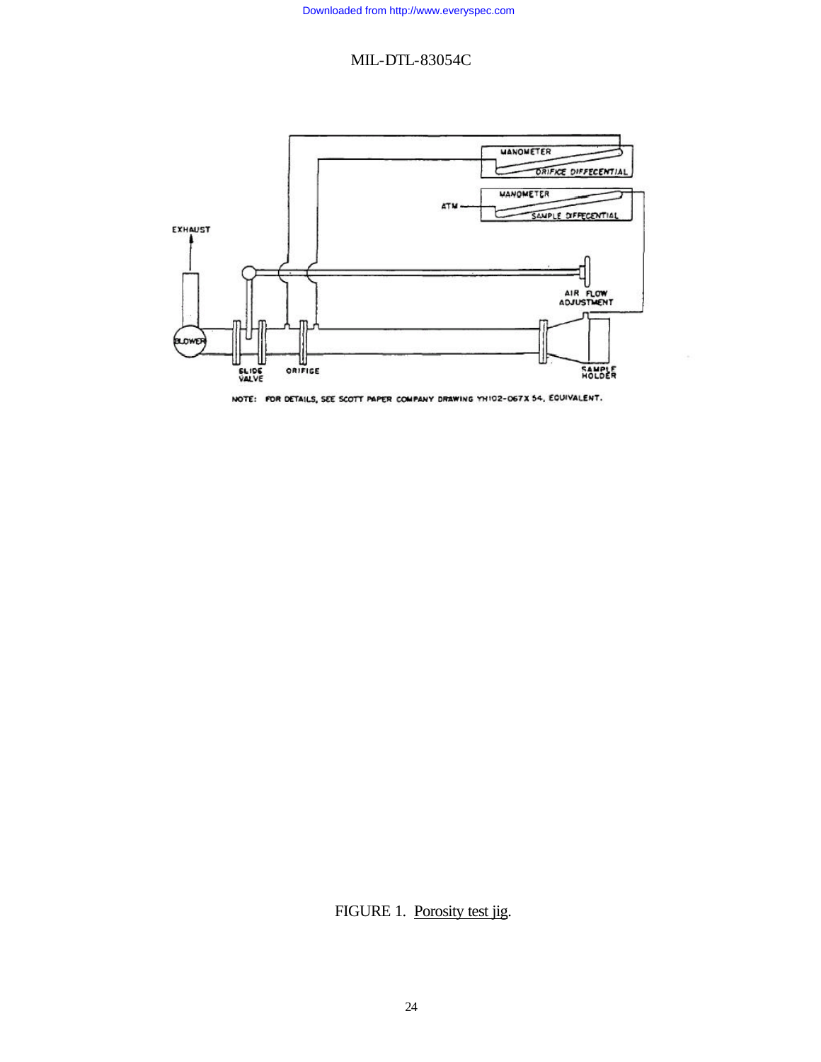MANOMETER

ORIFICE DIFFECENTIAL

MANOMETER

ATM

SAMPLE DIFFECENTIAL

EXHAUST

AIR FLOW ADJUSTMENT

BLOWER

SLIDE VALVE

ORIFICE

SAMPLE HOLDER

NOTE: FOR DETAILS, SEE SCOTT PAPER COMPANY DRAWING YH102-067X 54, EQUIVALENT.

FIGURE 1. Porosity test jig.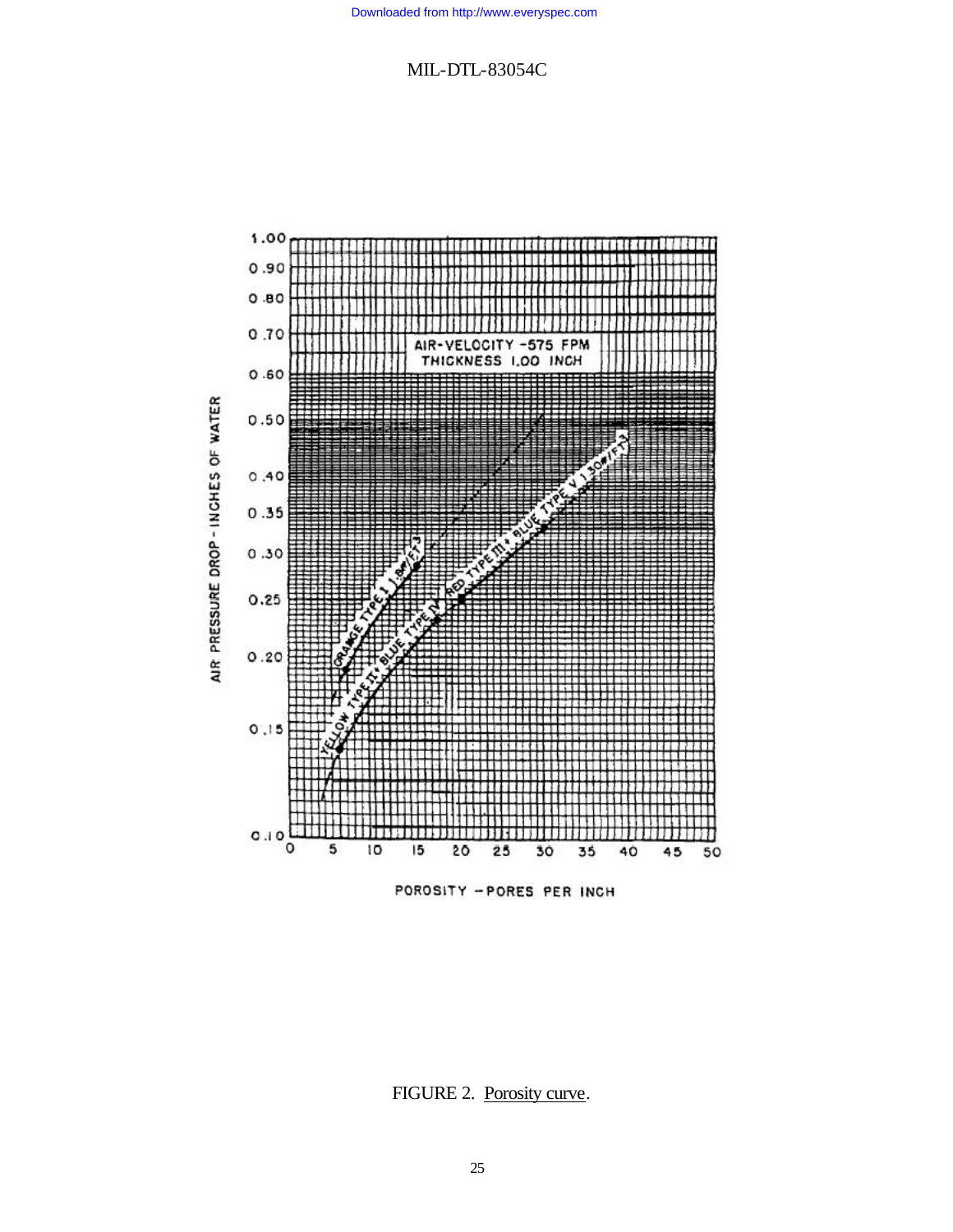FIGURE 2. Porosity curve.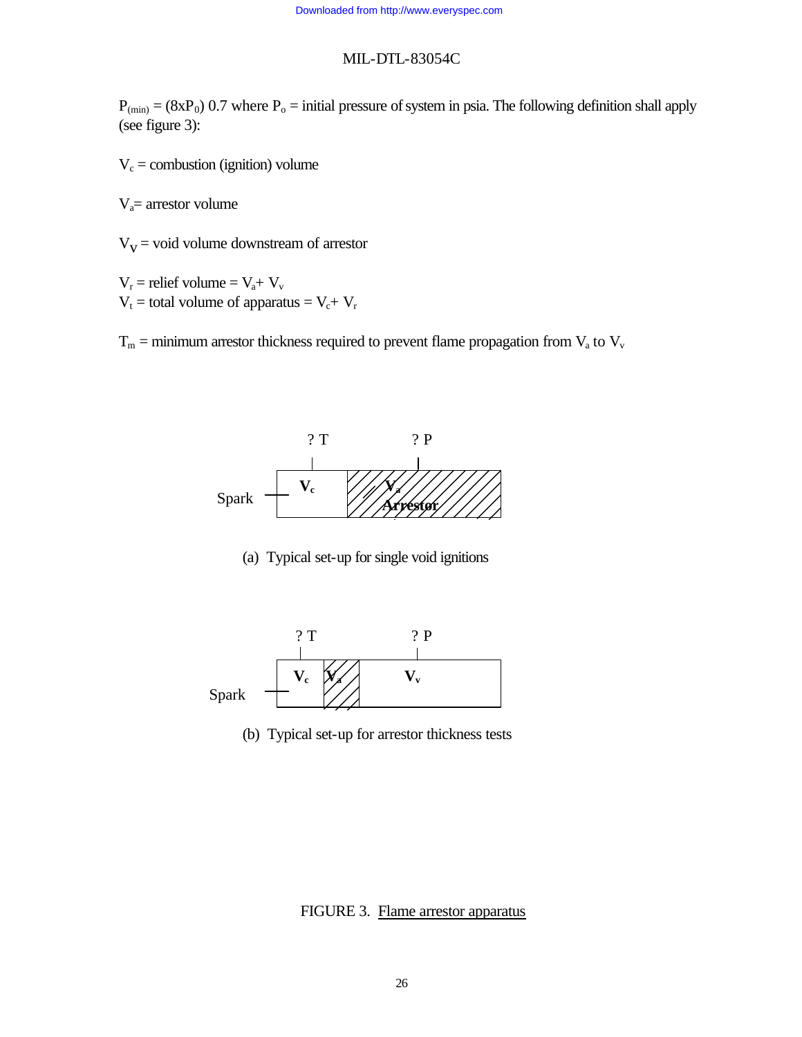$P_{(min)} = (8xP_0)\ 0.7$ where $P_o$ = initial pressure of system in psia. The following definition shall apply (see figure 3):

$V_c$ = combustion (ignition) volume

$V_a$= arrestor volume

$V_V$ = void volume downstream of arrestor

$V_r$ = relief volume = $V_a$+ $V_v$
$V_t$ = total volume of apparatus = $V_c$+ $V_r$

$T_m$ = minimum arrestor thickness required to prevent flame propagation from $V_a$ to $V_v$

? T ? P

Spark $V_c$ $V_a$ Arrestor

(a) Typical set-up for single void ignitions

? T ? P

Spark $V_c$ $V_a$ $V_v$

(b) Typical set-up for arrestor thickness tests

FIGURE 3. Flame arrestor apparatus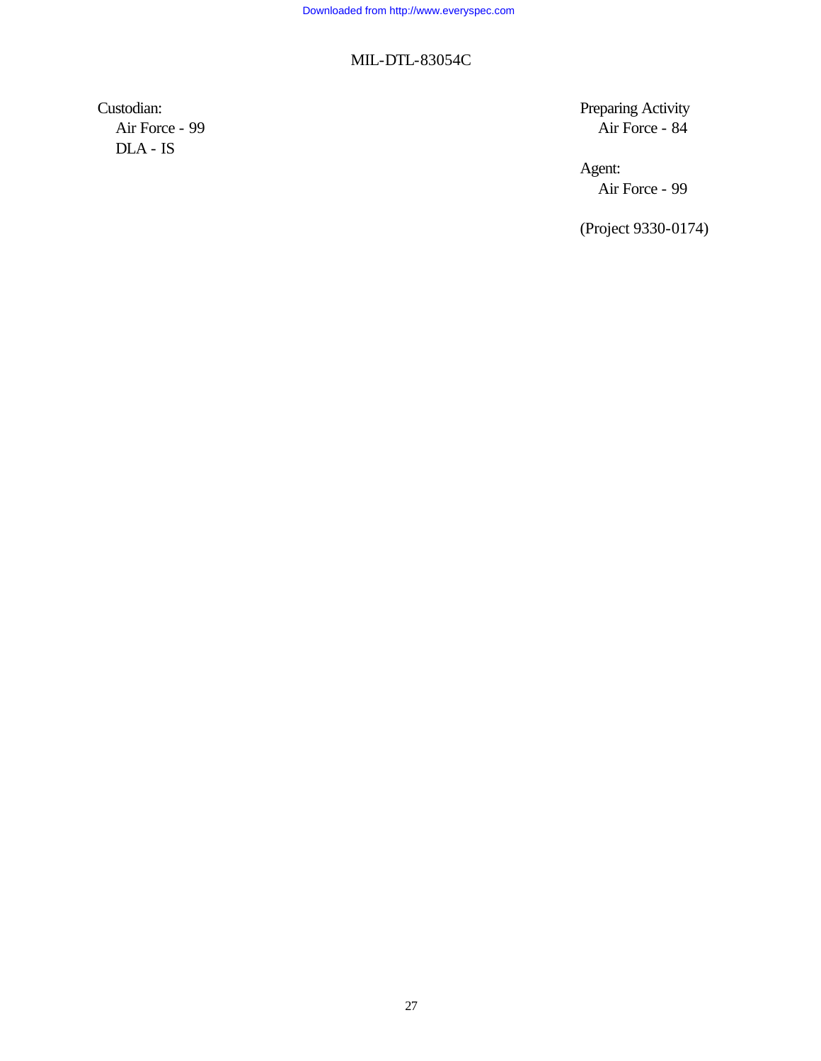Custodian:
Air Force - 99
DLA - IS

Preparing Activity
Air Force - 84

Agent:
Air Force - 99

(Project 9330-0174)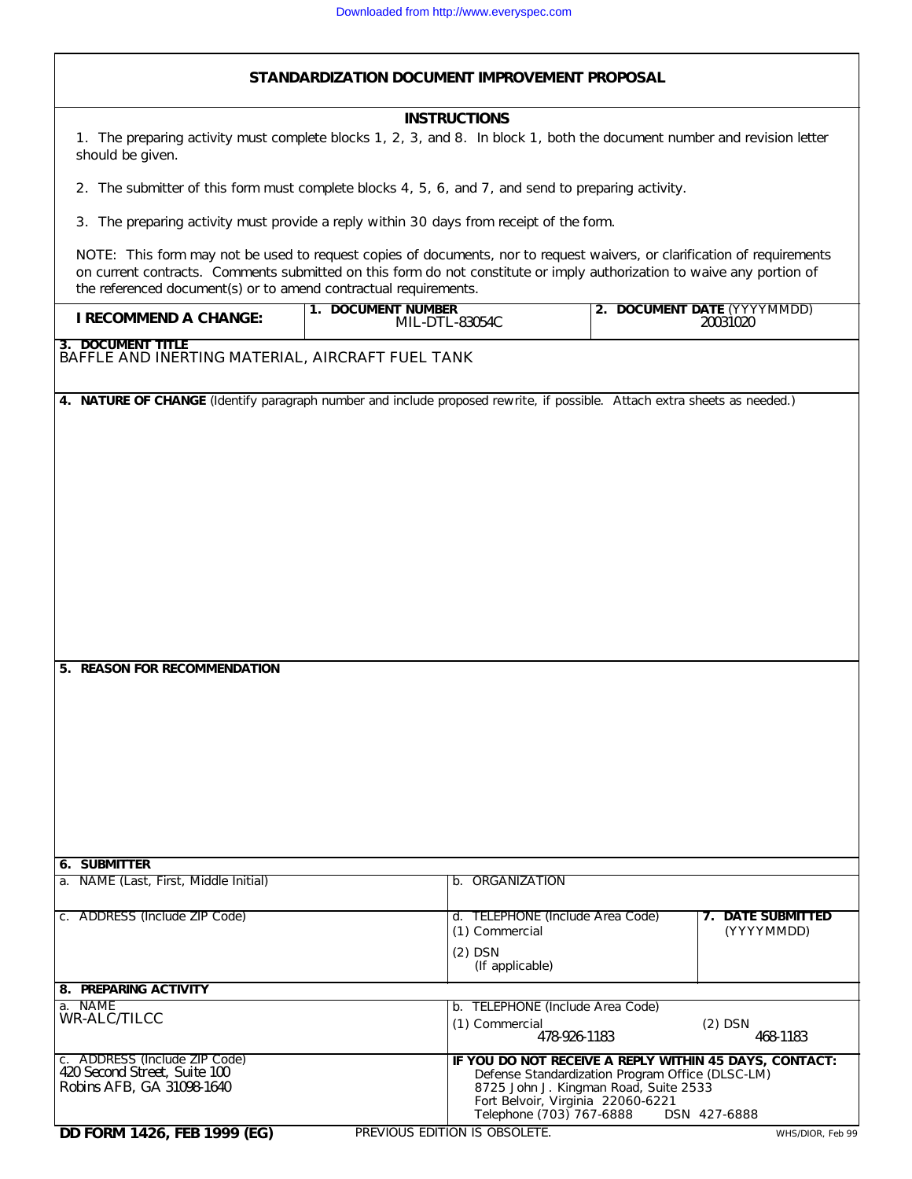Downloaded from http://www.everyspec.com

# STANDARDIZATION DOCUMENT IMPROVEMENT PROPOSAL

## INSTRUCTIONS

1. The preparing activity must complete blocks 1, 2, 3, and 8. In block 1, both the document number and revision letter should be given.

2. The submitter of this form must complete blocks 4, 5, 6, and 7, and send to preparing activity.

3. The preparing activity must provide a reply within 30 days from receipt of the form.

NOTE: This form may not be used to request copies of documents, nor to request waivers, or clarification of requirements on current contracts. Comments submitted on this form do not constitute or imply authorization to waive any portion of the referenced document(s) or to amend contractual requirements.

| I RECOMMEND A CHANGE: | 1. DOCUMENT NUMBER MIL-DTL-83054C | 2. DOCUMENT DATE (YYYYMMDD) 20031020 |
|---|---|---|

**3. DOCUMENT TITLE**
BAFFLE AND INERTING MATERIAL, AIRCRAFT FUEL TANK

**4. NATURE OF CHANGE** (Identify paragraph number and include proposed rewrite, if possible. Attach extra sheets as needed.)

**5. REASON FOR RECOMMENDATION**

**6. SUBMITTER**

| a. NAME (Last, First, Middle Initial) | b. ORGANIZATION | |
|---|---|---|
| c. ADDRESS (Include ZIP Code) | d. TELEPHONE (Include Area Code) (1) Commercial (2) DSN (If applicable) | **7. DATE SUBMITTED** (YYYYMMDD) |

**8. PREPARING ACTIVITY**

| a. NAME WR-ALC/TILCC | b. TELEPHONE (Include Area Code) (1) Commercial 478-926-1183 (2) DSN 468-1183 |
|---|---|
| c. ADDRESS (Include ZIP Code) 420 Second Street, Suite 100 Robins AFB, GA 31098-1640 | **IF YOU DO NOT RECEIVE A REPLY WITHIN 45 DAYS, CONTACT:** Defense Standardization Program Office (DLSC-LM) 8725 John J. Kingman Road, Suite 2533 Fort Belvoir, Virginia 22060-6221 Telephone (703) 767-6888 DSN 427-6888 |

**DD FORM 1426, FEB 1999 (EG)** PREVIOUS EDITION IS OBSOLETE. WHS/DIOR, Feb 99